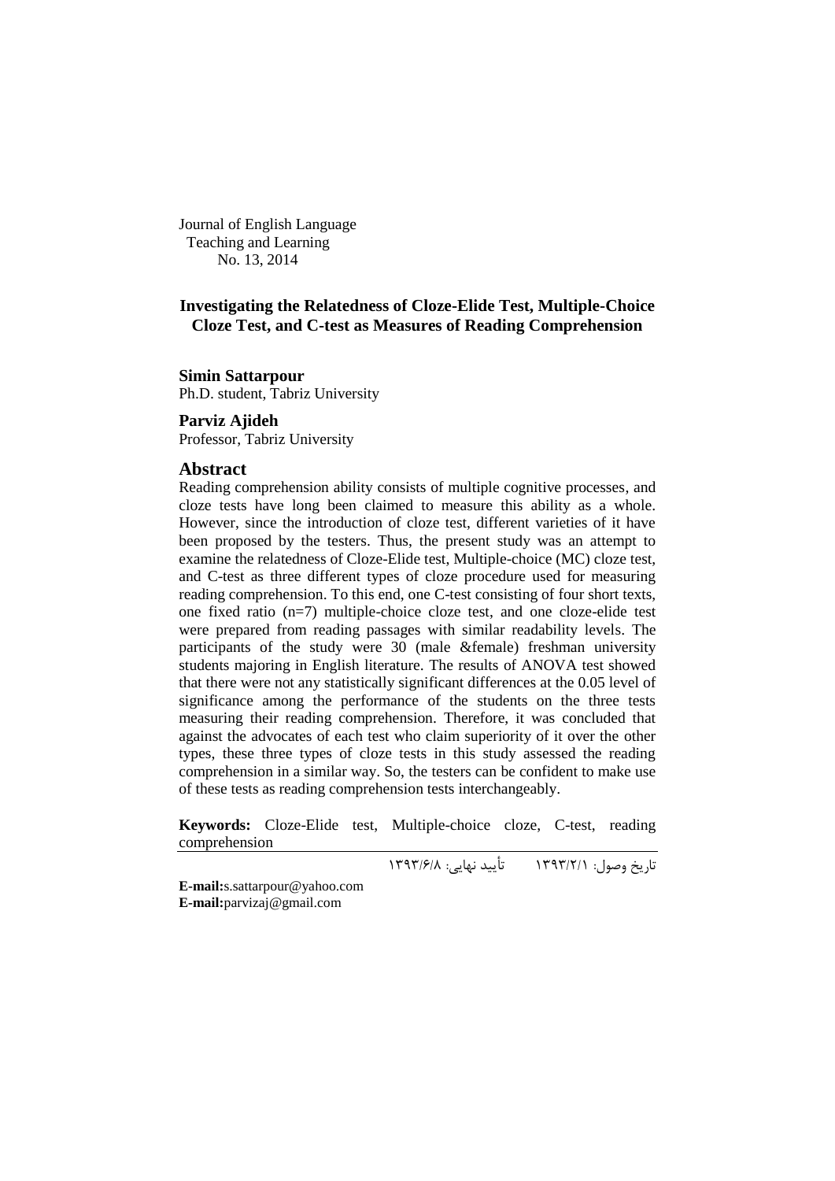Journal of English Language
Teaching and Learning
No. 13, 2014

# Investigating the Relatedness of Cloze-Elide Test, Multiple-Choice Cloze Test, and C-test as Measures of Reading Comprehension

**Simin Sattarpour**
Ph.D. student, Tabriz University

**Parviz Ajideh**
Professor, Tabriz University

## Abstract

Reading comprehension ability consists of multiple cognitive processes, and cloze tests have long been claimed to measure this ability as a whole. However, since the introduction of cloze test, different varieties of it have been proposed by the testers. Thus, the present study was an attempt to examine the relatedness of Cloze-Elide test, Multiple-choice (MC) cloze test, and C-test as three different types of cloze procedure used for measuring reading comprehension. To this end, one C-test consisting of four short texts, one fixed ratio (n=7) multiple-choice cloze test, and one cloze-elide test were prepared from reading passages with similar readability levels. The participants of the study were 30 (male &female) freshman university students majoring in English literature. The results of ANOVA test showed that there were not any statistically significant differences at the 0.05 level of significance among the performance of the students on the three tests measuring their reading comprehension. Therefore, it was concluded that against the advocates of each test who claim superiority of it over the other types, these three types of cloze tests in this study assessed the reading comprehension in a similar way. So, the testers can be confident to make use of these tests as reading comprehension tests interchangeably.

**Keywords:** Cloze-Elide test, Multiple-choice cloze, C-test, reading comprehension

تاریخ وصول: ۱۳۹۳/۲/۱      تأیید نهایی: ۱۳۹۳/۶/۸

**E-mail:** s.sattarpour@yahoo.com
**E-mail:** parvizaj@gmail.com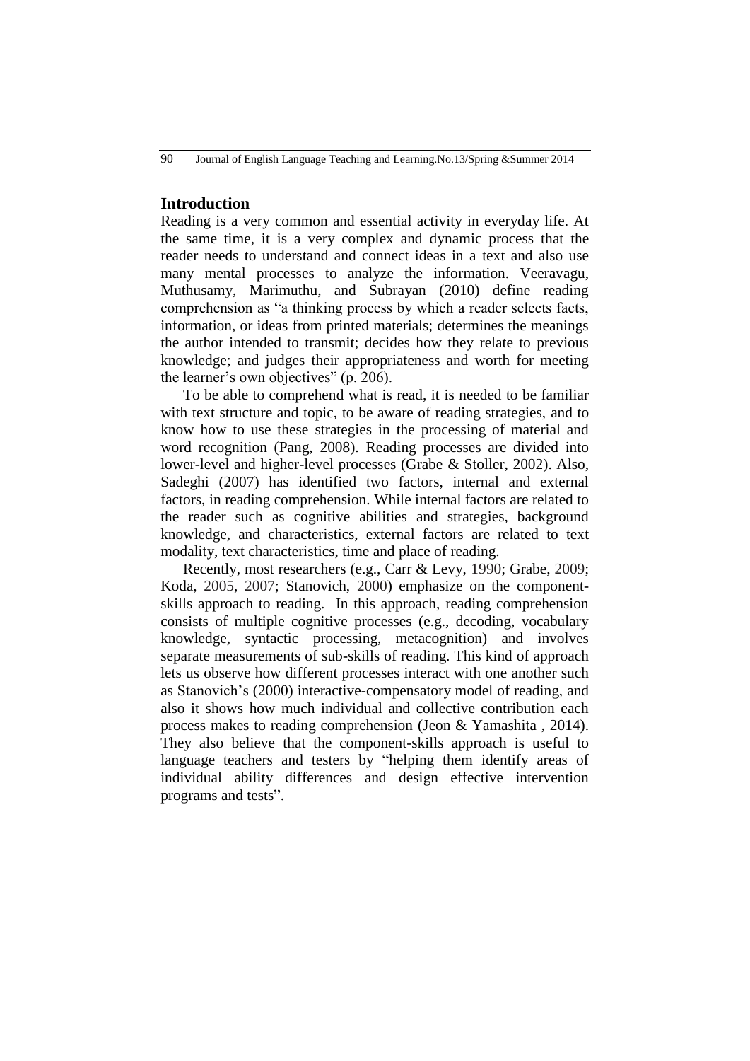## Introduction

Reading is a very common and essential activity in everyday life. At the same time, it is a very complex and dynamic process that the reader needs to understand and connect ideas in a text and also use many mental processes to analyze the information. Veeravagu, Muthusamy, Marimuthu, and Subrayan (2010) define reading comprehension as "a thinking process by which a reader selects facts, information, or ideas from printed materials; determines the meanings the author intended to transmit; decides how they relate to previous knowledge; and judges their appropriateness and worth for meeting the learner's own objectives" (p. 206).

To be able to comprehend what is read, it is needed to be familiar with text structure and topic, to be aware of reading strategies, and to know how to use these strategies in the processing of material and word recognition (Pang, 2008). Reading processes are divided into lower-level and higher-level processes (Grabe & Stoller, 2002). Also, Sadeghi (2007) has identified two factors, internal and external factors, in reading comprehension. While internal factors are related to the reader such as cognitive abilities and strategies, background knowledge, and characteristics, external factors are related to text modality, text characteristics, time and place of reading.

Recently, most researchers (e.g., Carr & Levy, 1990; Grabe, 2009; Koda, 2005, 2007; Stanovich, 2000) emphasize on the component-skills approach to reading. In this approach, reading comprehension consists of multiple cognitive processes (e.g., decoding, vocabulary knowledge, syntactic processing, metacognition) and involves separate measurements of sub-skills of reading. This kind of approach lets us observe how different processes interact with one another such as Stanovich's (2000) interactive-compensatory model of reading, and also it shows how much individual and collective contribution each process makes to reading comprehension (Jeon & Yamashita , 2014). They also believe that the component-skills approach is useful to language teachers and testers by "helping them identify areas of individual ability differences and design effective intervention programs and tests".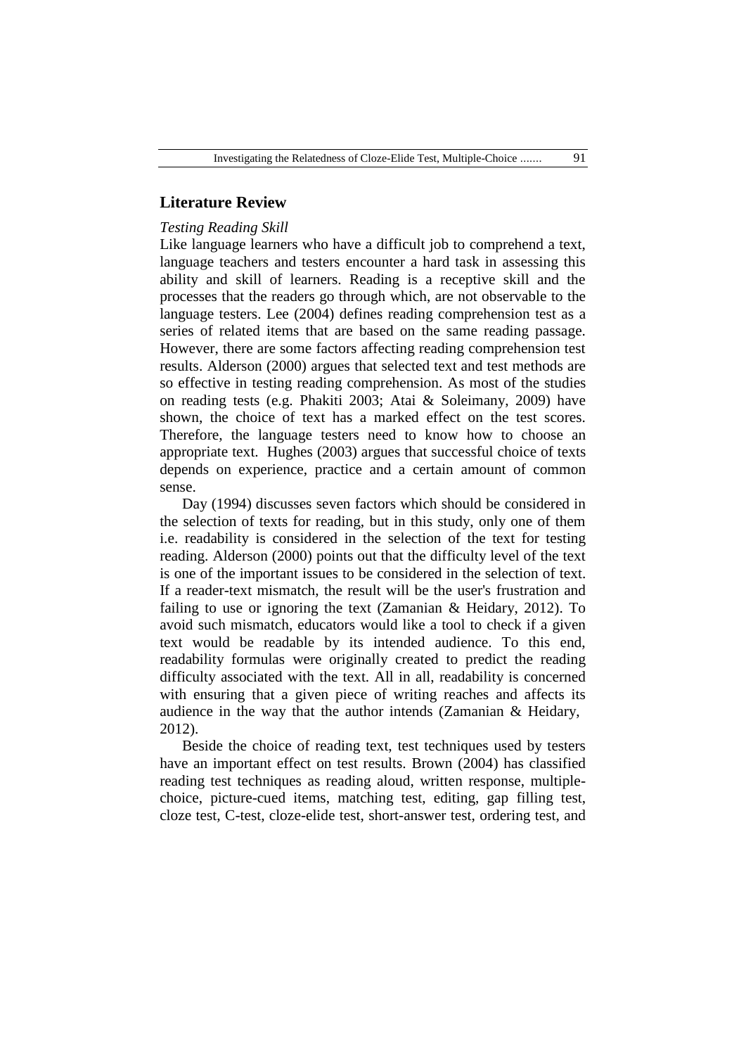## Literature Review

*Testing Reading Skill*

Like language learners who have a difficult job to comprehend a text, language teachers and testers encounter a hard task in assessing this ability and skill of learners. Reading is a receptive skill and the processes that the readers go through which, are not observable to the language testers. Lee (2004) defines reading comprehension test as a series of related items that are based on the same reading passage. However, there are some factors affecting reading comprehension test results. Alderson (2000) argues that selected text and test methods are so effective in testing reading comprehension. As most of the studies on reading tests (e.g. Phakiti 2003; Atai & Soleimany, 2009) have shown, the choice of text has a marked effect on the test scores. Therefore, the language testers need to know how to choose an appropriate text. Hughes (2003) argues that successful choice of texts depends on experience, practice and a certain amount of common sense.

Day (1994) discusses seven factors which should be considered in the selection of texts for reading, but in this study, only one of them i.e. readability is considered in the selection of the text for testing reading. Alderson (2000) points out that the difficulty level of the text is one of the important issues to be considered in the selection of text. If a reader-text mismatch, the result will be the user's frustration and failing to use or ignoring the text (Zamanian & Heidary, 2012). To avoid such mismatch, educators would like a tool to check if a given text would be readable by its intended audience. To this end, readability formulas were originally created to predict the reading difficulty associated with the text. All in all, readability is concerned with ensuring that a given piece of writing reaches and affects its audience in the way that the author intends (Zamanian & Heidary, 2012).

Beside the choice of reading text, test techniques used by testers have an important effect on test results. Brown (2004) has classified reading test techniques as reading aloud, written response, multiple-choice, picture-cued items, matching test, editing, gap filling test, cloze test, C-test, cloze-elide test, short-answer test, ordering test, and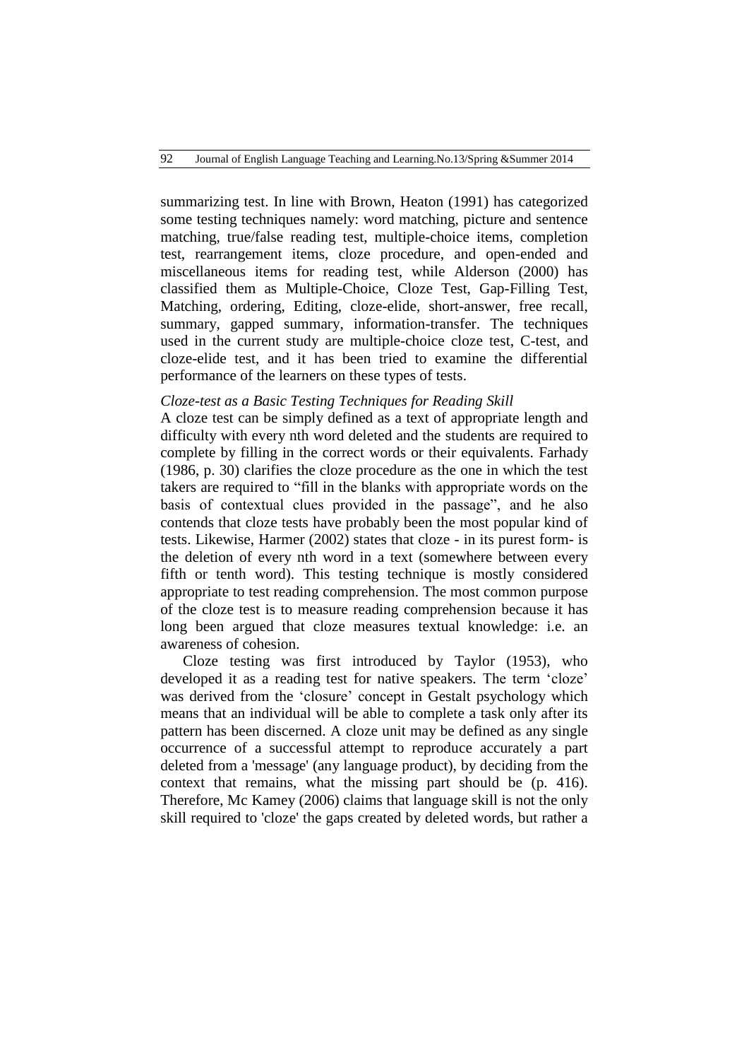summarizing test. In line with Brown, Heaton (1991) has categorized some testing techniques namely: word matching, picture and sentence matching, true/false reading test, multiple-choice items, completion test, rearrangement items, cloze procedure, and open-ended and miscellaneous items for reading test, while Alderson (2000) has classified them as Multiple-Choice, Cloze Test, Gap-Filling Test, Matching, ordering, Editing, cloze-elide, short-answer, free recall, summary, gapped summary, information-transfer. The techniques used in the current study are multiple-choice cloze test, C-test, and cloze-elide test, and it has been tried to examine the differential performance of the learners on these types of tests.

*Cloze-test as a Basic Testing Techniques for Reading Skill*

A cloze test can be simply defined as a text of appropriate length and difficulty with every nth word deleted and the students are required to complete by filling in the correct words or their equivalents. Farhady (1986, p. 30) clarifies the cloze procedure as the one in which the test takers are required to "fill in the blanks with appropriate words on the basis of contextual clues provided in the passage", and he also contends that cloze tests have probably been the most popular kind of tests. Likewise, Harmer (2002) states that cloze - in its purest form- is the deletion of every nth word in a text (somewhere between every fifth or tenth word). This testing technique is mostly considered appropriate to test reading comprehension. The most common purpose of the cloze test is to measure reading comprehension because it has long been argued that cloze measures textual knowledge: i.e. an awareness of cohesion.

Cloze testing was first introduced by Taylor (1953), who developed it as a reading test for native speakers. The term 'cloze' was derived from the 'closure' concept in Gestalt psychology which means that an individual will be able to complete a task only after its pattern has been discerned. A cloze unit may be defined as any single occurrence of a successful attempt to reproduce accurately a part deleted from a 'message' (any language product), by deciding from the context that remains, what the missing part should be (p. 416). Therefore, Mc Kamey (2006) claims that language skill is not the only skill required to 'cloze' the gaps created by deleted words, but rather a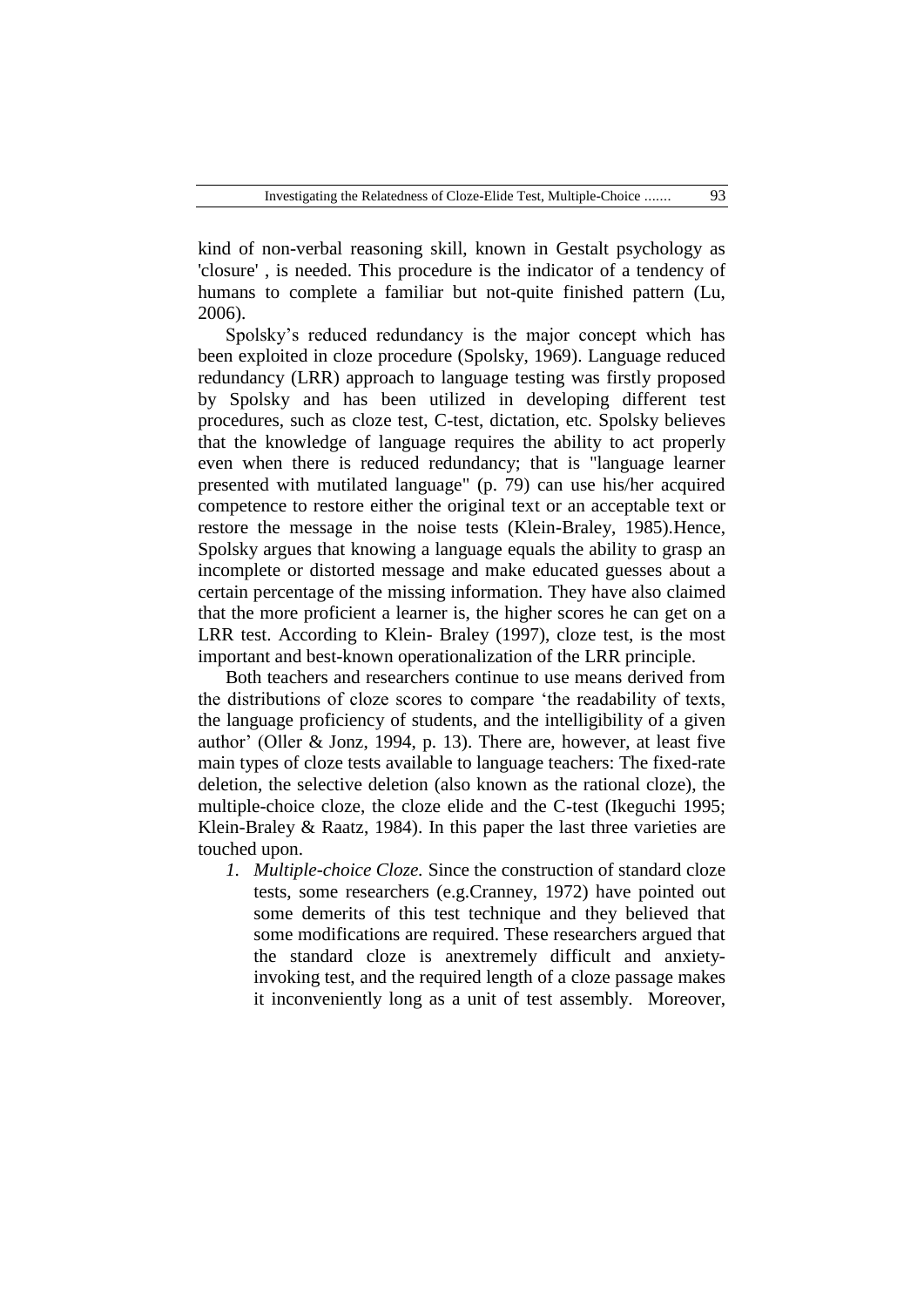kind of non-verbal reasoning skill, known in Gestalt psychology as 'closure' , is needed. This procedure is the indicator of a tendency of humans to complete a familiar but not-quite finished pattern (Lu, 2006).

Spolsky's reduced redundancy is the major concept which has been exploited in cloze procedure (Spolsky, 1969). Language reduced redundancy (LRR) approach to language testing was firstly proposed by Spolsky and has been utilized in developing different test procedures, such as cloze test, C-test, dictation, etc. Spolsky believes that the knowledge of language requires the ability to act properly even when there is reduced redundancy; that is "language learner presented with mutilated language" (p. 79) can use his/her acquired competence to restore either the original text or an acceptable text or restore the message in the noise tests (Klein-Braley, 1985).Hence, Spolsky argues that knowing a language equals the ability to grasp an incomplete or distorted message and make educated guesses about a certain percentage of the missing information. They have also claimed that the more proficient a learner is, the higher scores he can get on a LRR test. According to Klein- Braley (1997), cloze test, is the most important and best-known operationalization of the LRR principle.

Both teachers and researchers continue to use means derived from the distributions of cloze scores to compare 'the readability of texts, the language proficiency of students, and the intelligibility of a given author' (Oller & Jonz, 1994, p. 13). There are, however, at least five main types of cloze tests available to language teachers: The fixed-rate deletion, the selective deletion (also known as the rational cloze), the multiple-choice cloze, the cloze elide and the C-test (Ikeguchi 1995; Klein-Braley & Raatz, 1984). In this paper the last three varieties are touched upon.

1. *Multiple-choice Cloze.* Since the construction of standard cloze tests, some researchers (e.g.Cranney, 1972) have pointed out some demerits of this test technique and they believed that some modifications are required. These researchers argued that the standard cloze is anextremely difficult and anxiety-invoking test, and the required length of a cloze passage makes it inconveniently long as a unit of test assembly. Moreover,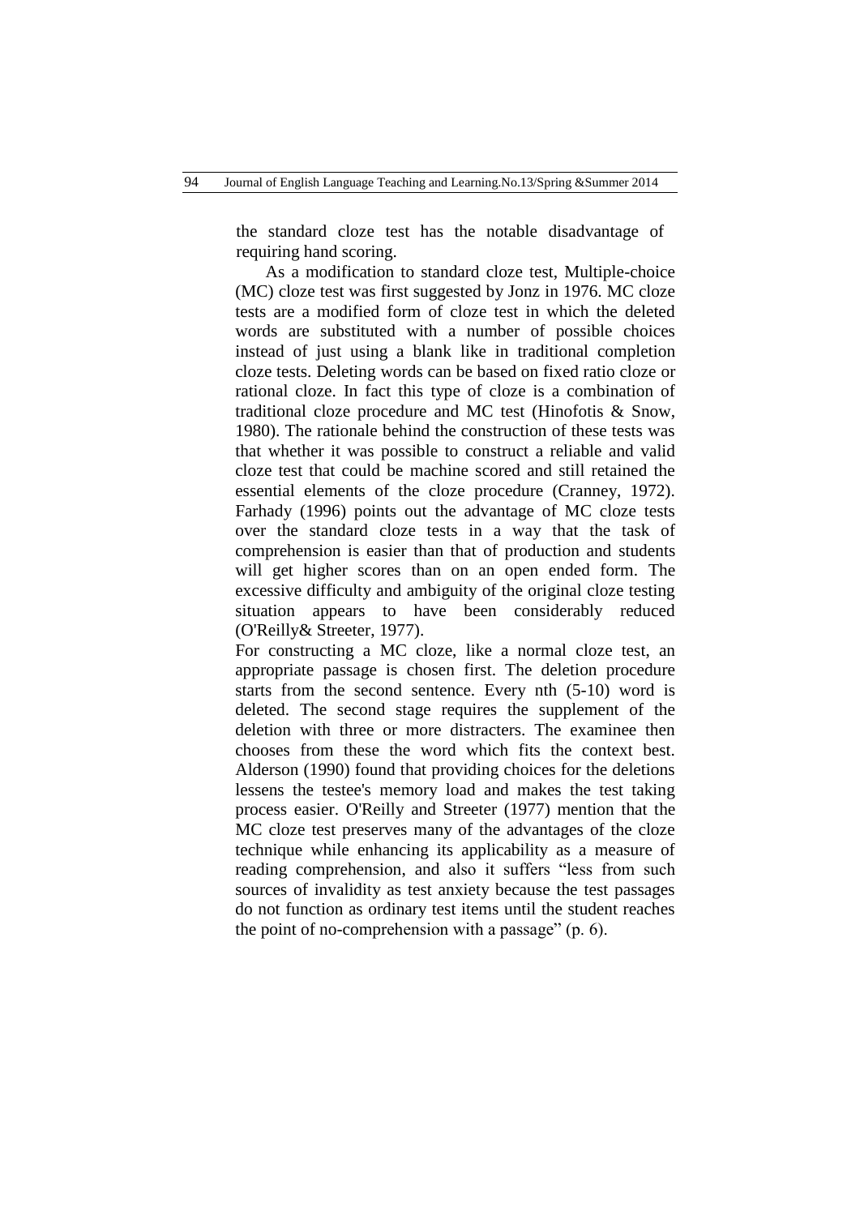the standard cloze test has the notable disadvantage of requiring hand scoring.

As a modification to standard cloze test, Multiple-choice (MC) cloze test was first suggested by Jonz in 1976. MC cloze tests are a modified form of cloze test in which the deleted words are substituted with a number of possible choices instead of just using a blank like in traditional completion cloze tests. Deleting words can be based on fixed ratio cloze or rational cloze. In fact this type of cloze is a combination of traditional cloze procedure and MC test (Hinofotis & Snow, 1980). The rationale behind the construction of these tests was that whether it was possible to construct a reliable and valid cloze test that could be machine scored and still retained the essential elements of the cloze procedure (Cranney, 1972). Farhady (1996) points out the advantage of MC cloze tests over the standard cloze tests in a way that the task of comprehension is easier than that of production and students will get higher scores than on an open ended form. The excessive difficulty and ambiguity of the original cloze testing situation appears to have been considerably reduced (O'Reilly& Streeter, 1977).

For constructing a MC cloze, like a normal cloze test, an appropriate passage is chosen first. The deletion procedure starts from the second sentence. Every nth (5-10) word is deleted. The second stage requires the supplement of the deletion with three or more distracters. The examinee then chooses from these the word which fits the context best. Alderson (1990) found that providing choices for the deletions lessens the testee's memory load and makes the test taking process easier. O'Reilly and Streeter (1977) mention that the MC cloze test preserves many of the advantages of the cloze technique while enhancing its applicability as a measure of reading comprehension, and also it suffers "less from such sources of invalidity as test anxiety because the test passages do not function as ordinary test items until the student reaches the point of no-comprehension with a passage" (p. 6).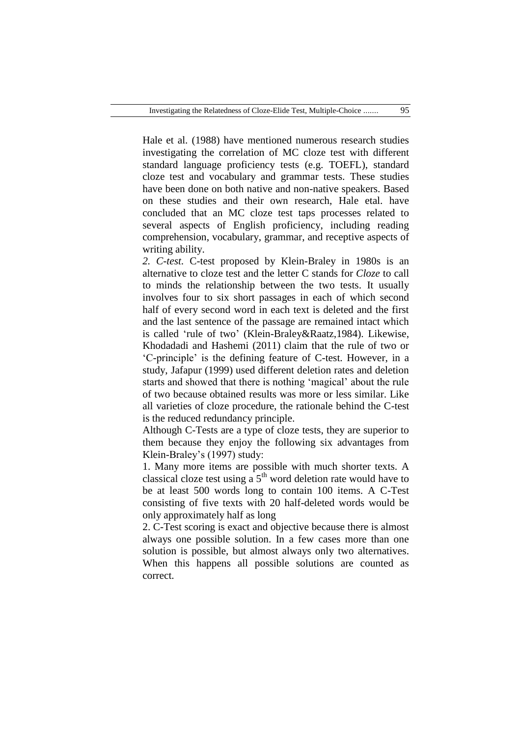Hale et al. (1988) have mentioned numerous research studies investigating the correlation of MC cloze test with different standard language proficiency tests (e.g. TOEFL), standard cloze test and vocabulary and grammar tests. These studies have been done on both native and non-native speakers. Based on these studies and their own research, Hale etal. have concluded that an MC cloze test taps processes related to several aspects of English proficiency, including reading comprehension, vocabulary, grammar, and receptive aspects of writing ability.

*2. C-test.* C-test proposed by Klein-Braley in 1980s is an alternative to cloze test and the letter C stands for *Cloze* to call to minds the relationship between the two tests. It usually involves four to six short passages in each of which second half of every second word in each text is deleted and the first and the last sentence of the passage are remained intact which is called 'rule of two' (Klein-Braley&Raatz,1984). Likewise, Khodadadi and Hashemi (2011) claim that the rule of two or 'C-principle' is the defining feature of C-test. However, in a study, Jafapur (1999) used different deletion rates and deletion starts and showed that there is nothing 'magical' about the rule of two because obtained results was more or less similar. Like all varieties of cloze procedure, the rationale behind the C-test is the reduced redundancy principle.

Although C-Tests are a type of cloze tests, they are superior to them because they enjoy the following six advantages from Klein-Braley's (1997) study:

1. Many more items are possible with much shorter texts. A classical cloze test using a 5th word deletion rate would have to be at least 500 words long to contain 100 items. A C-Test consisting of five texts with 20 half-deleted words would be only approximately half as long

2. C-Test scoring is exact and objective because there is almost always one possible solution. In a few cases more than one solution is possible, but almost always only two alternatives. When this happens all possible solutions are counted as correct.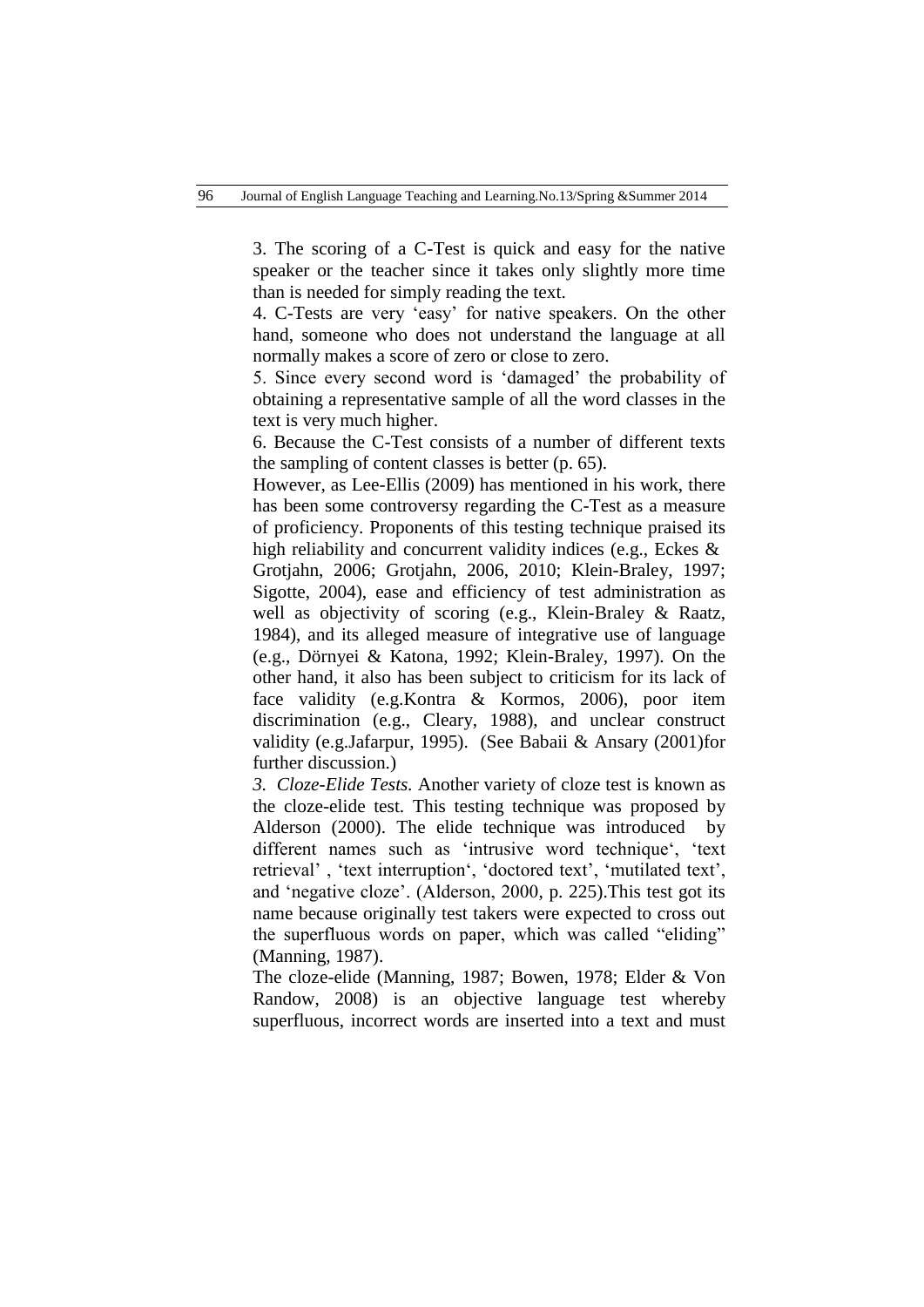3. The scoring of a C-Test is quick and easy for the native speaker or the teacher since it takes only slightly more time than is needed for simply reading the text.

4. C-Tests are very 'easy' for native speakers. On the other hand, someone who does not understand the language at all normally makes a score of zero or close to zero.

5. Since every second word is 'damaged' the probability of obtaining a representative sample of all the word classes in the text is very much higher.

6. Because the C-Test consists of a number of different texts the sampling of content classes is better (p. 65).

However, as Lee-Ellis (2009) has mentioned in his work, there has been some controversy regarding the C-Test as a measure of proficiency. Proponents of this testing technique praised its high reliability and concurrent validity indices (e.g., Eckes & Grotjahn, 2006; Grotjahn, 2006, 2010; Klein-Braley, 1997; Sigotte, 2004), ease and efficiency of test administration as well as objectivity of scoring (e.g., Klein-Braley & Raatz, 1984), and its alleged measure of integrative use of language (e.g., Dörnyei & Katona, 1992; Klein-Braley, 1997). On the other hand, it also has been subject to criticism for its lack of face validity (e.g.Kontra & Kormos, 2006), poor item discrimination (e.g., Cleary, 1988), and unclear construct validity (e.g.Jafarpur, 1995). (See Babaii & Ansary (2001)for further discussion.)

*3. Cloze-Elide Tests.* Another variety of cloze test is known as the cloze-elide test. This testing technique was proposed by Alderson (2000). The elide technique was introduced by different names such as 'intrusive word technique', 'text retrieval', 'text interruption', 'doctored text', 'mutilated text', and 'negative cloze'. (Alderson, 2000, p. 225).This test got its name because originally test takers were expected to cross out the superfluous words on paper, which was called "eliding" (Manning, 1987).

The cloze-elide (Manning, 1987; Bowen, 1978; Elder & Von Randow, 2008) is an objective language test whereby superfluous, incorrect words are inserted into a text and must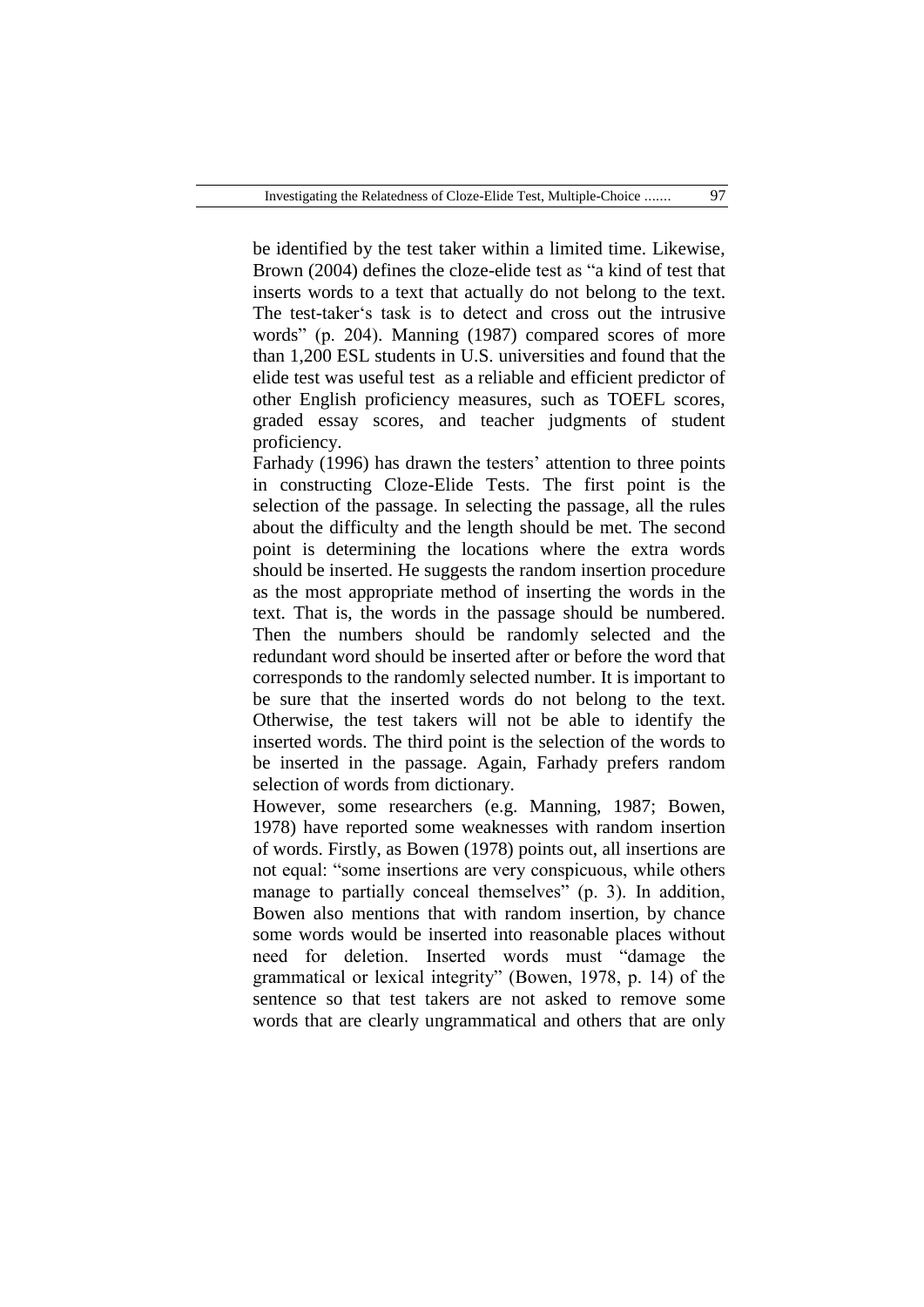be identified by the test taker within a limited time. Likewise, Brown (2004) defines the cloze-elide test as "a kind of test that inserts words to a text that actually do not belong to the text. The test-taker's task is to detect and cross out the intrusive words" (p. 204). Manning (1987) compared scores of more than 1,200 ESL students in U.S. universities and found that the elide test was useful test as a reliable and efficient predictor of other English proficiency measures, such as TOEFL scores, graded essay scores, and teacher judgments of student proficiency.

Farhady (1996) has drawn the testers' attention to three points in constructing Cloze-Elide Tests. The first point is the selection of the passage. In selecting the passage, all the rules about the difficulty and the length should be met. The second point is determining the locations where the extra words should be inserted. He suggests the random insertion procedure as the most appropriate method of inserting the words in the text. That is, the words in the passage should be numbered. Then the numbers should be randomly selected and the redundant word should be inserted after or before the word that corresponds to the randomly selected number. It is important to be sure that the inserted words do not belong to the text. Otherwise, the test takers will not be able to identify the inserted words. The third point is the selection of the words to be inserted in the passage. Again, Farhady prefers random selection of words from dictionary.

However, some researchers (e.g. Manning, 1987; Bowen, 1978) have reported some weaknesses with random insertion of words. Firstly, as Bowen (1978) points out, all insertions are not equal: "some insertions are very conspicuous, while others manage to partially conceal themselves" (p. 3). In addition, Bowen also mentions that with random insertion, by chance some words would be inserted into reasonable places without need for deletion. Inserted words must "damage the grammatical or lexical integrity" (Bowen, 1978, p. 14) of the sentence so that test takers are not asked to remove some words that are clearly ungrammatical and others that are only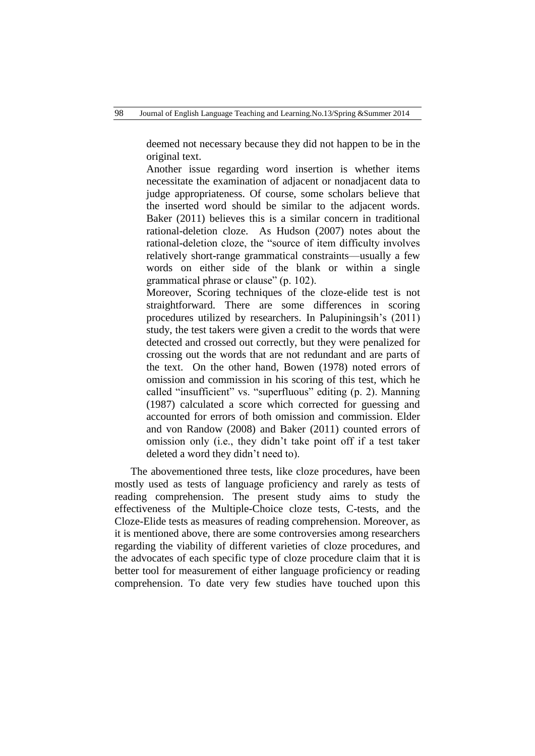deemed not necessary because they did not happen to be in the original text.

Another issue regarding word insertion is whether items necessitate the examination of adjacent or nonadjacent data to judge appropriateness. Of course, some scholars believe that the inserted word should be similar to the adjacent words. Baker (2011) believes this is a similar concern in traditional rational-deletion cloze. As Hudson (2007) notes about the rational-deletion cloze, the "source of item difficulty involves relatively short-range grammatical constraints—usually a few words on either side of the blank or within a single grammatical phrase or clause" (p. 102).

Moreover, Scoring techniques of the cloze-elide test is not straightforward. There are some differences in scoring procedures utilized by researchers. In Palupiningsih's (2011) study, the test takers were given a credit to the words that were detected and crossed out correctly, but they were penalized for crossing out the words that are not redundant and are parts of the text. On the other hand, Bowen (1978) noted errors of omission and commission in his scoring of this test, which he called "insufficient" vs. "superfluous" editing (p. 2). Manning (1987) calculated a score which corrected for guessing and accounted for errors of both omission and commission. Elder and von Randow (2008) and Baker (2011) counted errors of omission only (i.e., they didn't take point off if a test taker deleted a word they didn't need to).

The abovementioned three tests, like cloze procedures, have been mostly used as tests of language proficiency and rarely as tests of reading comprehension. The present study aims to study the effectiveness of the Multiple-Choice cloze tests, C-tests, and the Cloze-Elide tests as measures of reading comprehension. Moreover, as it is mentioned above, there are some controversies among researchers regarding the viability of different varieties of cloze procedures, and the advocates of each specific type of cloze procedure claim that it is better tool for measurement of either language proficiency or reading comprehension. To date very few studies have touched upon this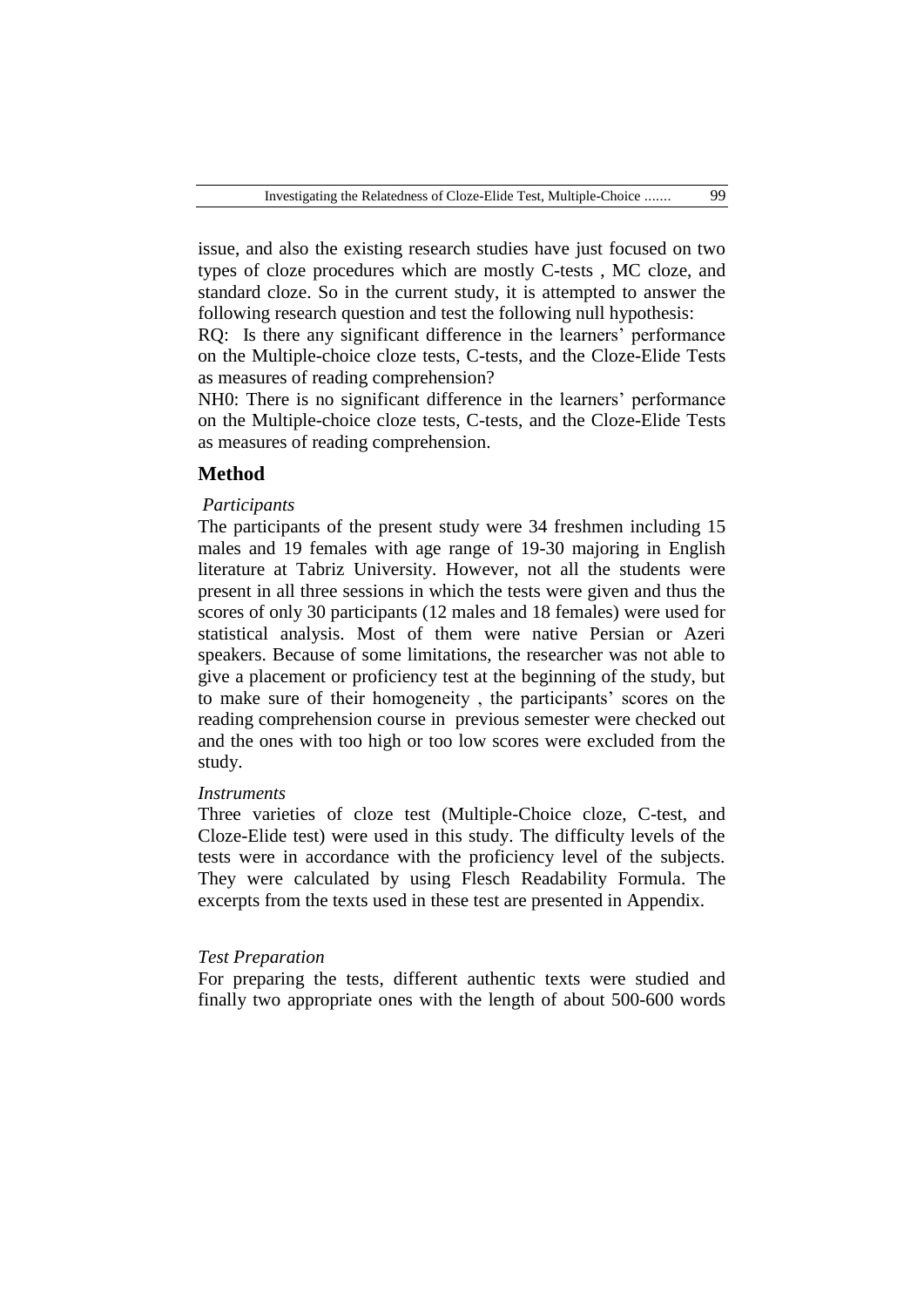issue, and also the existing research studies have just focused on two types of cloze procedures which are mostly C-tests , MC cloze, and standard cloze. So in the current study, it is attempted to answer the following research question and test the following null hypothesis:

RQ: Is there any significant difference in the learners' performance on the Multiple-choice cloze tests, C-tests, and the Cloze-Elide Tests as measures of reading comprehension?

NH0: There is no significant difference in the learners' performance on the Multiple-choice cloze tests, C-tests, and the Cloze-Elide Tests as measures of reading comprehension.

## Method

### *Participants*

The participants of the present study were 34 freshmen including 15 males and 19 females with age range of 19-30 majoring in English literature at Tabriz University. However, not all the students were present in all three sessions in which the tests were given and thus the scores of only 30 participants (12 males and 18 females) were used for statistical analysis. Most of them were native Persian or Azeri speakers. Because of some limitations, the researcher was not able to give a placement or proficiency test at the beginning of the study, but to make sure of their homogeneity , the participants' scores on the reading comprehension course in previous semester were checked out and the ones with too high or too low scores were excluded from the study.

### *Instruments*

Three varieties of cloze test (Multiple-Choice cloze, C-test, and Cloze-Elide test) were used in this study. The difficulty levels of the tests were in accordance with the proficiency level of the subjects. They were calculated by using Flesch Readability Formula. The excerpts from the texts used in these test are presented in Appendix.

### *Test Preparation*

For preparing the tests, different authentic texts were studied and finally two appropriate ones with the length of about 500-600 words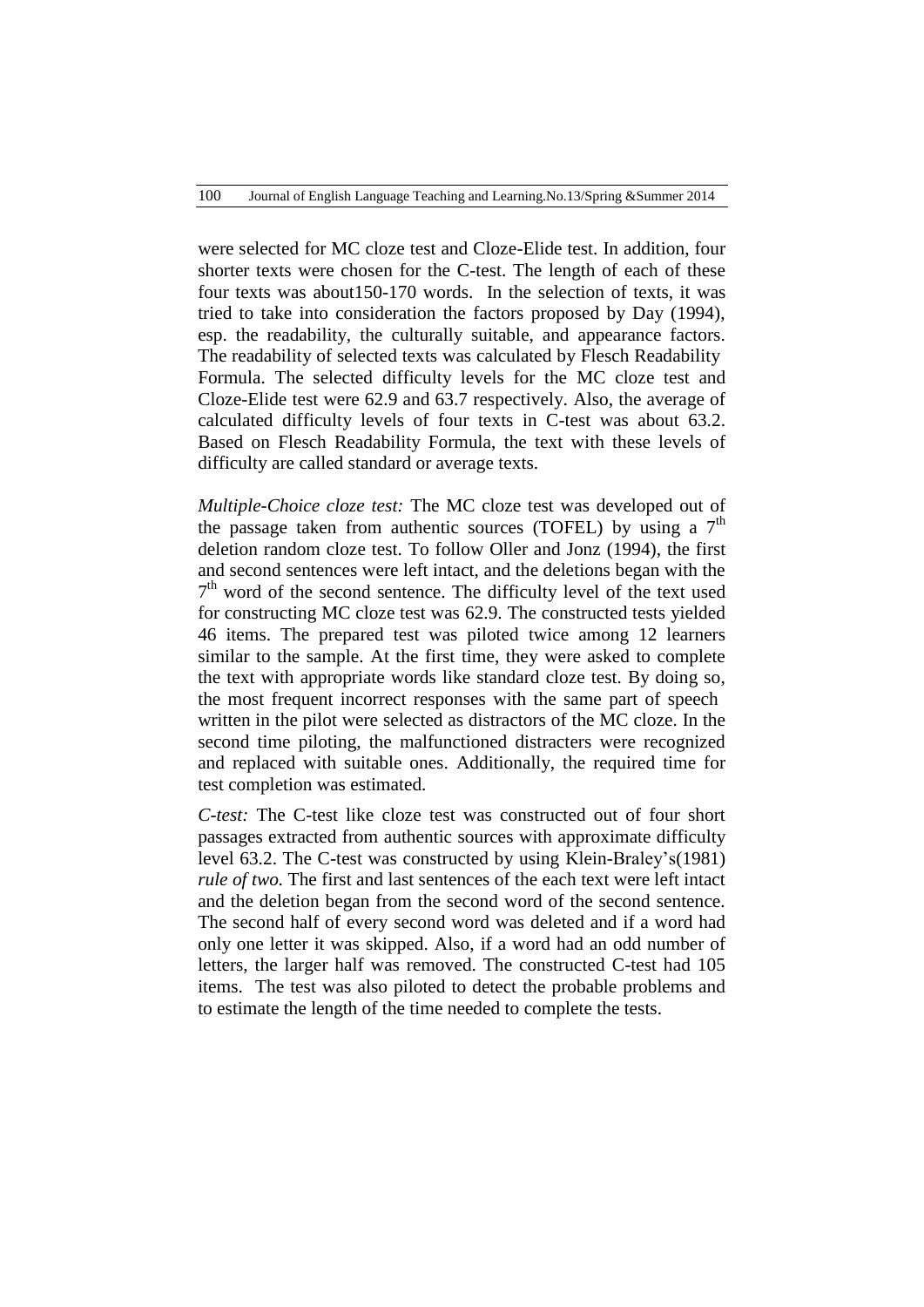were selected for MC cloze test and Cloze-Elide test. In addition, four shorter texts were chosen for the C-test. The length of each of these four texts was about150-170 words. In the selection of texts, it was tried to take into consideration the factors proposed by Day (1994), esp. the readability, the culturally suitable, and appearance factors. The readability of selected texts was calculated by Flesch Readability Formula. The selected difficulty levels for the MC cloze test and Cloze-Elide test were 62.9 and 63.7 respectively. Also, the average of calculated difficulty levels of four texts in C-test was about 63.2. Based on Flesch Readability Formula, the text with these levels of difficulty are called standard or average texts.

*Multiple-Choice cloze test:* The MC cloze test was developed out of the passage taken from authentic sources (TOFEL) by using a 7th deletion random cloze test. To follow Oller and Jonz (1994), the first and second sentences were left intact, and the deletions began with the 7th word of the second sentence. The difficulty level of the text used for constructing MC cloze test was 62.9. The constructed tests yielded 46 items. The prepared test was piloted twice among 12 learners similar to the sample. At the first time, they were asked to complete the text with appropriate words like standard cloze test. By doing so, the most frequent incorrect responses with the same part of speech written in the pilot were selected as distractors of the MC cloze. In the second time piloting, the malfunctioned distracters were recognized and replaced with suitable ones. Additionally, the required time for test completion was estimated.

*C-test:* The C-test like cloze test was constructed out of four short passages extracted from authentic sources with approximate difficulty level 63.2. The C-test was constructed by using Klein-Braley's(1981) *rule of two.* The first and last sentences of the each text were left intact and the deletion began from the second word of the second sentence. The second half of every second word was deleted and if a word had only one letter it was skipped. Also, if a word had an odd number of letters, the larger half was removed. The constructed C-test had 105 items. The test was also piloted to detect the probable problems and to estimate the length of the time needed to complete the tests.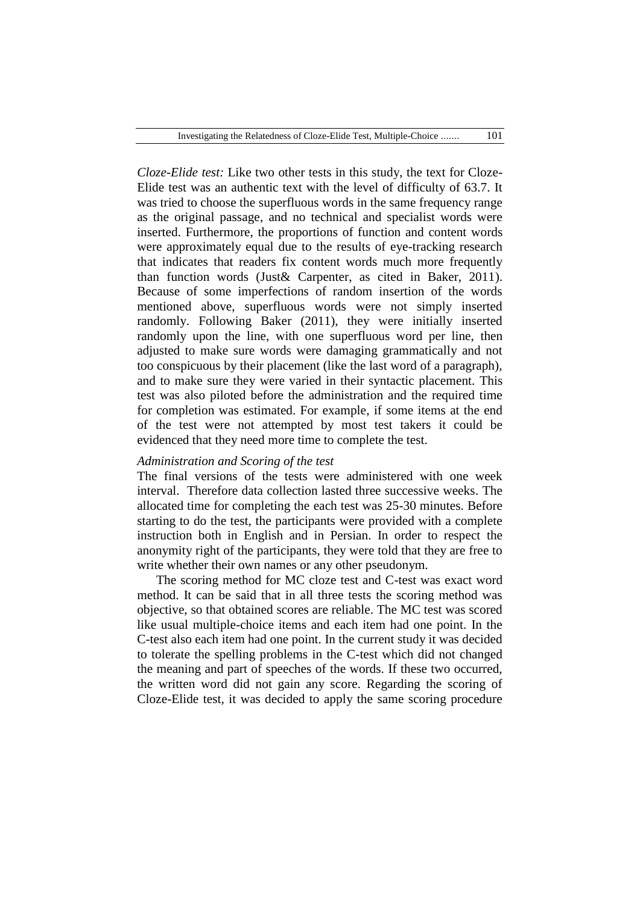*Cloze-Elide test:* Like two other tests in this study, the text for Cloze-Elide test was an authentic text with the level of difficulty of 63.7. It was tried to choose the superfluous words in the same frequency range as the original passage, and no technical and specialist words were inserted. Furthermore, the proportions of function and content words were approximately equal due to the results of eye-tracking research that indicates that readers fix content words much more frequently than function words (Just& Carpenter, as cited in Baker, 2011). Because of some imperfections of random insertion of the words mentioned above, superfluous words were not simply inserted randomly. Following Baker (2011), they were initially inserted randomly upon the line, with one superfluous word per line, then adjusted to make sure words were damaging grammatically and not too conspicuous by their placement (like the last word of a paragraph), and to make sure they were varied in their syntactic placement. This test was also piloted before the administration and the required time for completion was estimated. For example, if some items at the end of the test were not attempted by most test takers it could be evidenced that they need more time to complete the test.

*Administration and Scoring of the test*

The final versions of the tests were administered with one week interval. Therefore data collection lasted three successive weeks. The allocated time for completing the each test was 25-30 minutes. Before starting to do the test, the participants were provided with a complete instruction both in English and in Persian. In order to respect the anonymity right of the participants, they were told that they are free to write whether their own names or any other pseudonym.

The scoring method for MC cloze test and C-test was exact word method. It can be said that in all three tests the scoring method was objective, so that obtained scores are reliable. The MC test was scored like usual multiple-choice items and each item had one point. In the C-test also each item had one point. In the current study it was decided to tolerate the spelling problems in the C-test which did not changed the meaning and part of speeches of the words. If these two occurred, the written word did not gain any score. Regarding the scoring of Cloze-Elide test, it was decided to apply the same scoring procedure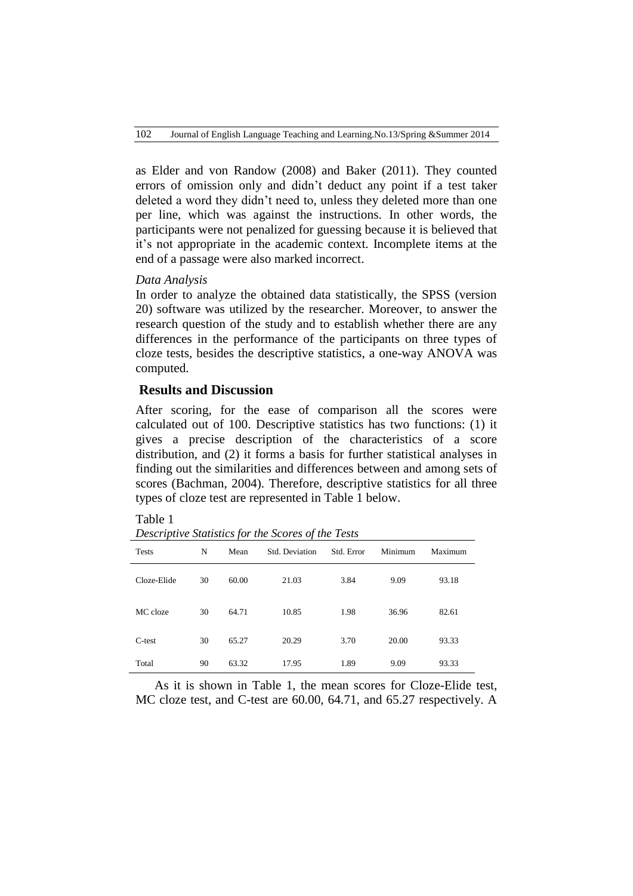as Elder and von Randow (2008) and Baker (2011). They counted errors of omission only and didn't deduct any point if a test taker deleted a word they didn't need to, unless they deleted more than one per line, which was against the instructions. In other words, the participants were not penalized for guessing because it is believed that it's not appropriate in the academic context. Incomplete items at the end of a passage were also marked incorrect.

*Data Analysis*

In order to analyze the obtained data statistically, the SPSS (version 20) software was utilized by the researcher. Moreover, to answer the research question of the study and to establish whether there are any differences in the performance of the participants on three types of cloze tests, besides the descriptive statistics, a one-way ANOVA was computed.

## Results and Discussion

After scoring, for the ease of comparison all the scores were calculated out of 100. Descriptive statistics has two functions: (1) it gives a precise description of the characteristics of a score distribution, and (2) it forms a basis for further statistical analyses in finding out the similarities and differences between and among sets of scores (Bachman, 2004). Therefore, descriptive statistics for all three types of cloze test are represented in Table 1 below.

Table 1

*Descriptive Statistics for the Scores of the Tests*

| Tests | N | Mean | Std. Deviation | Std. Error | Minimum | Maximum |
|---|---|---|---|---|---|---|
| Cloze-Elide | 30 | 60.00 | 21.03 | 3.84 | 9.09 | 93.18 |
| MC cloze | 30 | 64.71 | 10.85 | 1.98 | 36.96 | 82.61 |
| C-test | 30 | 65.27 | 20.29 | 3.70 | 20.00 | 93.33 |
| Total | 90 | 63.32 | 17.95 | 1.89 | 9.09 | 93.33 |

As it is shown in Table 1, the mean scores for Cloze-Elide test, MC cloze test, and C-test are 60.00, 64.71, and 65.27 respectively. A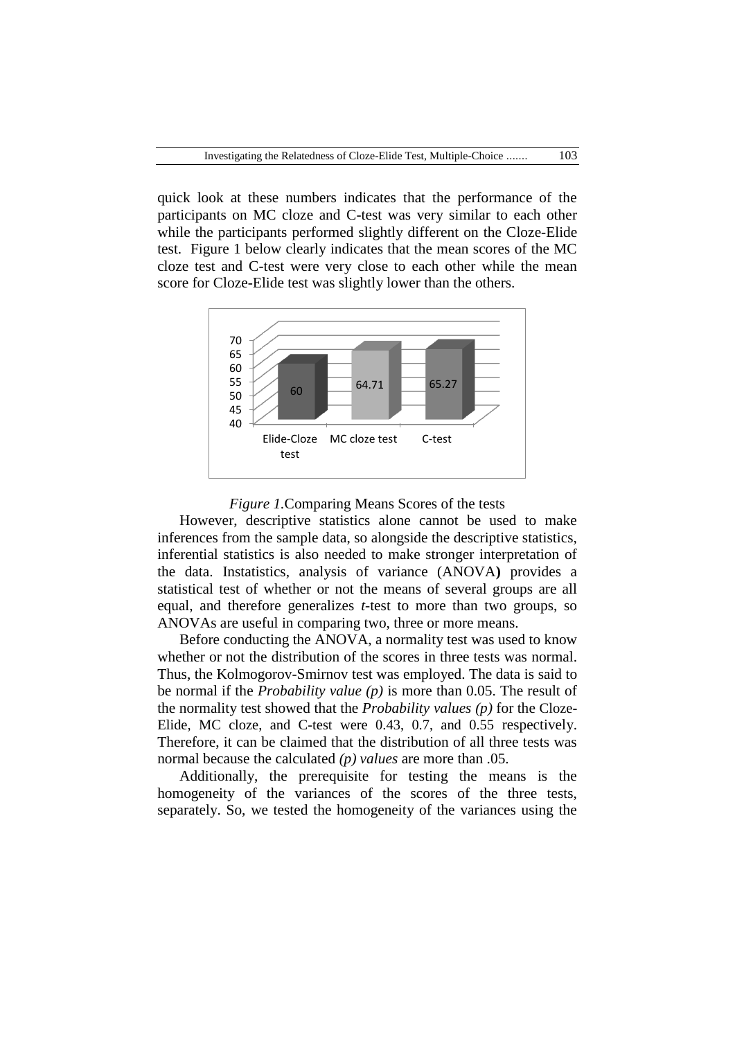quick look at these numbers indicates that the performance of the participants on MC cloze and C-test was very similar to each other while the participants performed slightly different on the Cloze-Elide test. Figure 1 below clearly indicates that the mean scores of the MC cloze test and C-test were very close to each other while the mean score for Cloze-Elide test was slightly lower than the others.

*Figure 1.*Comparing Means Scores of the tests

However, descriptive statistics alone cannot be used to make inferences from the sample data, so alongside the descriptive statistics, inferential statistics is also needed to make stronger interpretation of the data. Instatistics, analysis of variance (ANOVA**)** provides a statistical test of whether or not the means of several groups are all equal, and therefore generalizes *t*-test to more than two groups, so ANOVAs are useful in comparing two, three or more means.

Before conducting the ANOVA, a normality test was used to know whether or not the distribution of the scores in three tests was normal. Thus, the Kolmogorov-Smirnov test was employed. The data is said to be normal if the *Probability value (p)* is more than 0.05. The result of the normality test showed that the *Probability values (p)* for the Cloze-Elide, MC cloze, and C-test were 0.43, 0.7, and 0.55 respectively. Therefore, it can be claimed that the distribution of all three tests was normal because the calculated *(p) values* are more than .05.

Additionally, the prerequisite for testing the means is the homogeneity of the variances of the scores of the three tests, separately. So, we tested the homogeneity of the variances using the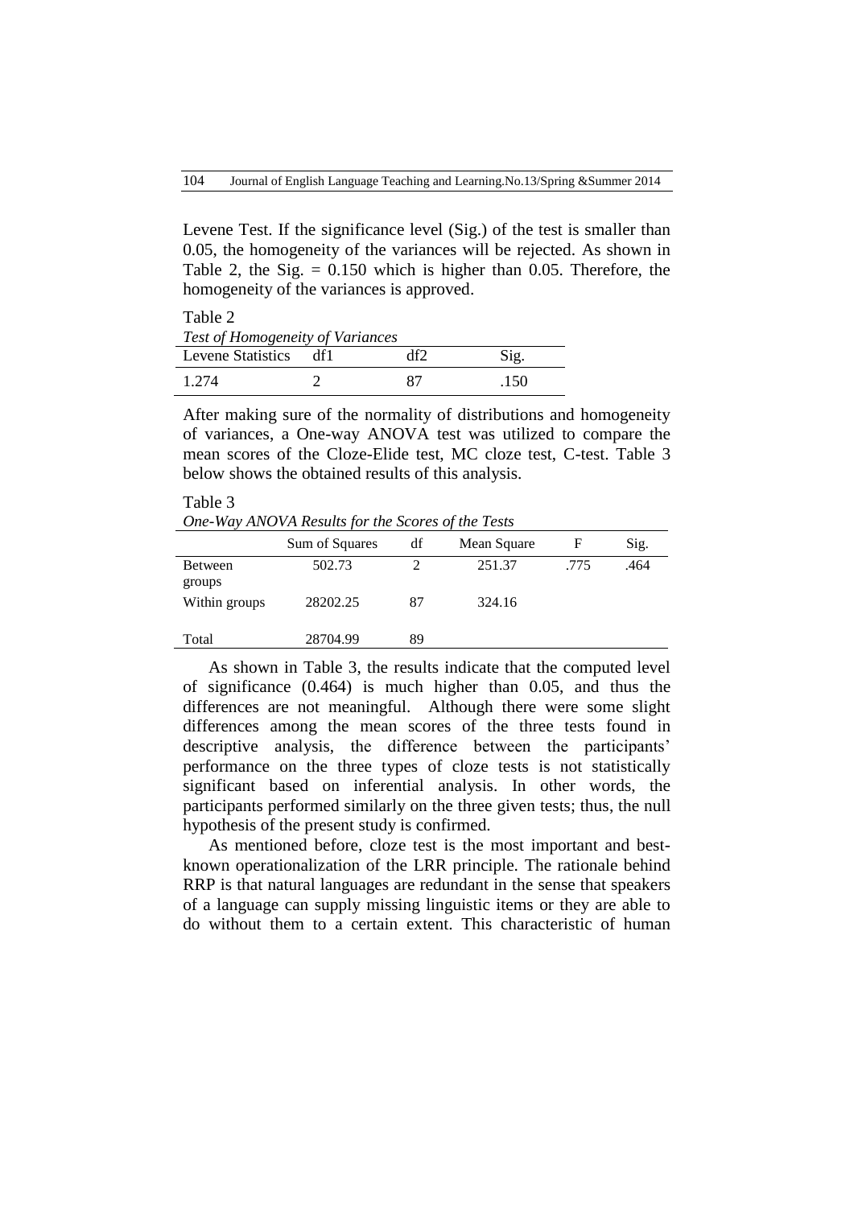Levene Test. If the significance level (Sig.) of the test is smaller than 0.05, the homogeneity of the variances will be rejected. As shown in Table 2, the Sig. = 0.150 which is higher than 0.05. Therefore, the homogeneity of the variances is approved.

Table 2

*Test of Homogeneity of Variances*

| Levene Statistics | df1 | df2 | Sig. |
|---|---|---|---|
| 1.274 | 2 | 87 | .150 |

After making sure of the normality of distributions and homogeneity of variances, a One-way ANOVA test was utilized to compare the mean scores of the Cloze-Elide test, MC cloze test, C-test. Table 3 below shows the obtained results of this analysis.

Table 3

*One-Way ANOVA Results for the Scores of the Tests*

| | Sum of Squares | df | Mean Square | F | Sig. |
|---|---|---|---|---|---|
| Between groups | 502.73 | 2 | 251.37 | .775 | .464 |
| Within groups | 28202.25 | 87 | 324.16 | | |
| Total | 28704.99 | 89 | | | |

As shown in Table 3, the results indicate that the computed level of significance (0.464) is much higher than 0.05, and thus the differences are not meaningful. Although there were some slight differences among the mean scores of the three tests found in descriptive analysis, the difference between the participants' performance on the three types of cloze tests is not statistically significant based on inferential analysis. In other words, the participants performed similarly on the three given tests; thus, the null hypothesis of the present study is confirmed.

As mentioned before, cloze test is the most important and best-known operationalization of the LRR principle. The rationale behind RRP is that natural languages are redundant in the sense that speakers of a language can supply missing linguistic items or they are able to do without them to a certain extent. This characteristic of human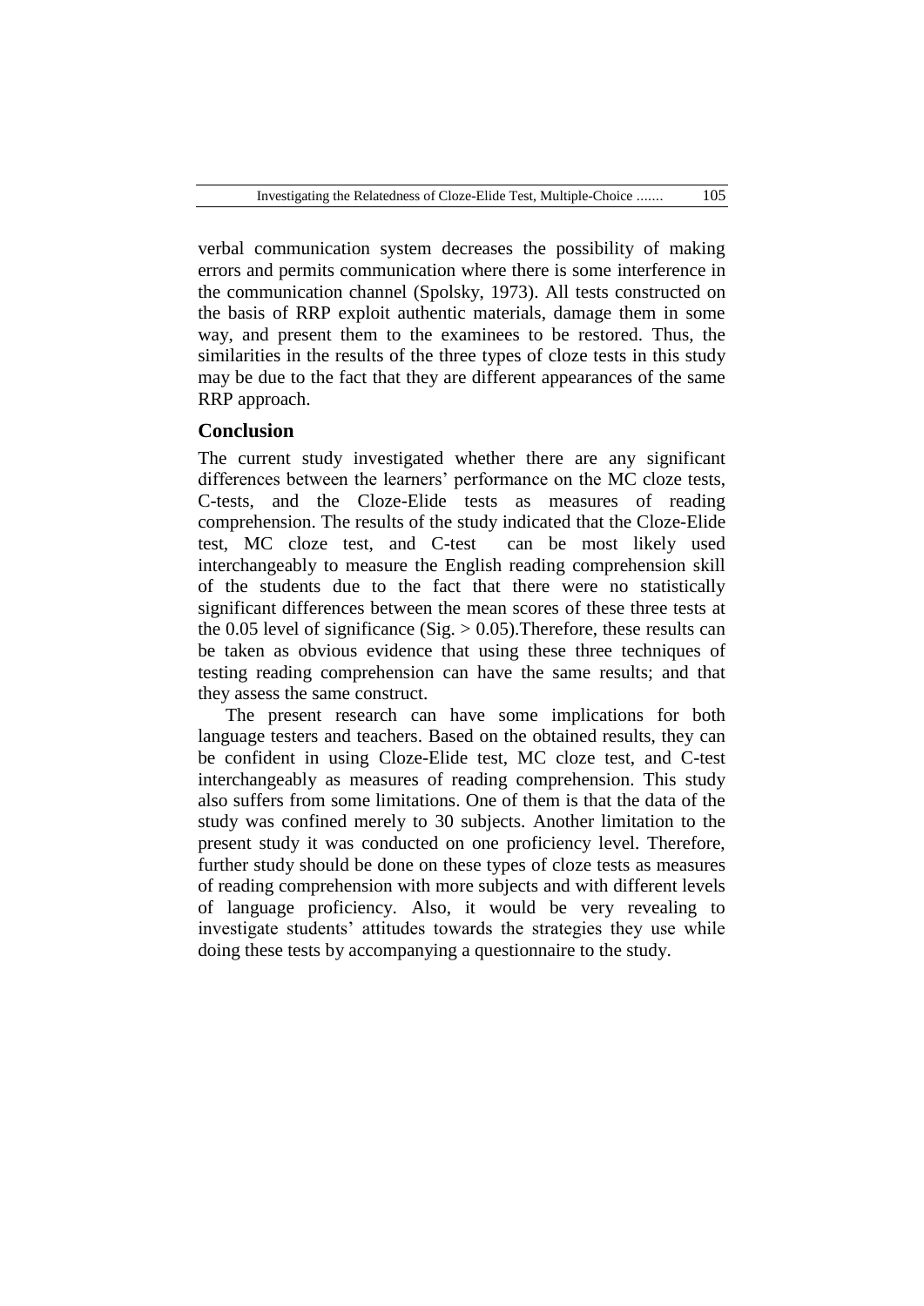verbal communication system decreases the possibility of making errors and permits communication where there is some interference in the communication channel (Spolsky, 1973). All tests constructed on the basis of RRP exploit authentic materials, damage them in some way, and present them to the examinees to be restored. Thus, the similarities in the results of the three types of cloze tests in this study may be due to the fact that they are different appearances of the same RRP approach.

## Conclusion

The current study investigated whether there are any significant differences between the learners' performance on the MC cloze tests, C-tests, and the Cloze-Elide tests as measures of reading comprehension. The results of the study indicated that the Cloze-Elide test, MC cloze test, and C-test can be most likely used interchangeably to measure the English reading comprehension skill of the students due to the fact that there were no statistically significant differences between the mean scores of these three tests at the 0.05 level of significance (Sig. > 0.05).Therefore, these results can be taken as obvious evidence that using these three techniques of testing reading comprehension can have the same results; and that they assess the same construct.

The present research can have some implications for both language testers and teachers. Based on the obtained results, they can be confident in using Cloze-Elide test, MC cloze test, and C-test interchangeably as measures of reading comprehension. This study also suffers from some limitations. One of them is that the data of the study was confined merely to 30 subjects. Another limitation to the present study it was conducted on one proficiency level. Therefore, further study should be done on these types of cloze tests as measures of reading comprehension with more subjects and with different levels of language proficiency. Also, it would be very revealing to investigate students' attitudes towards the strategies they use while doing these tests by accompanying a questionnaire to the study.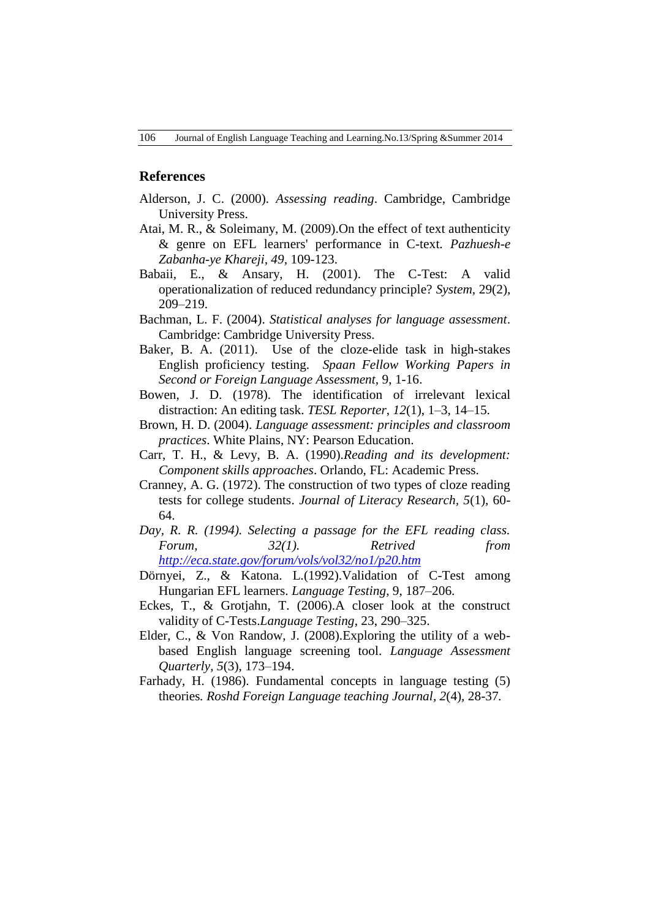## References

Alderson, J. C. (2000). *Assessing reading*. Cambridge, Cambridge University Press.

Atai, M. R., & Soleimany, M. (2009).On the effect of text authenticity & genre on EFL learners' performance in C-text. *Pazhuesh-e Zabanha-ye Khareji, 49*, 109-123.

Babaii, E., & Ansary, H. (2001). The C-Test: A valid operationalization of reduced redundancy principle? *System*, 29(2), 209–219.

Bachman, L. F. (2004). *Statistical analyses for language assessment*. Cambridge: Cambridge University Press.

Baker, B. A. (2011). Use of the cloze-elide task in high-stakes English proficiency testing. *Spaan Fellow Working Papers in Second or Foreign Language Assessment*, 9, 1-16.

Bowen, J. D. (1978). The identification of irrelevant lexical distraction: An editing task. *TESL Reporter*, *12*(1), 1–3, 14–15.

Brown, H. D. (2004). *Language assessment: principles and classroom practices*. White Plains, NY: Pearson Education.

Carr, T. H., & Levy, B. A. (1990).*Reading and its development: Component skills approaches*. Orlando, FL: Academic Press.

Cranney, A. G. (1972). The construction of two types of cloze reading tests for college students. *Journal of Literacy Research*, *5*(1), 60-64.

*Day, R. R. (1994). Selecting a passage for the EFL reading class. Forum, 32(1). Retrived from [http://eca.state.gov/forum/vols/vol32/no1/p20.htm](http://eca.state.gov/forum/vols/vol32/no1/p20.htm)*

Dörnyei, Z., & Katona. L.(1992).Validation of C-Test among Hungarian EFL learners. *Language Testing*, 9, 187–206.

Eckes, T., & Grotjahn, T. (2006).A closer look at the construct validity of C-Tests.*Language Testing*, 23, 290–325.

Elder, C., & Von Randow, J. (2008).Exploring the utility of a web-based English language screening tool. *Language Assessment Quarterly, 5*(3), 173–194.

Farhady, H. (1986). Fundamental concepts in language testing (5) theories*. Roshd Foreign Language teaching Journal*, *2*(4), 28-37.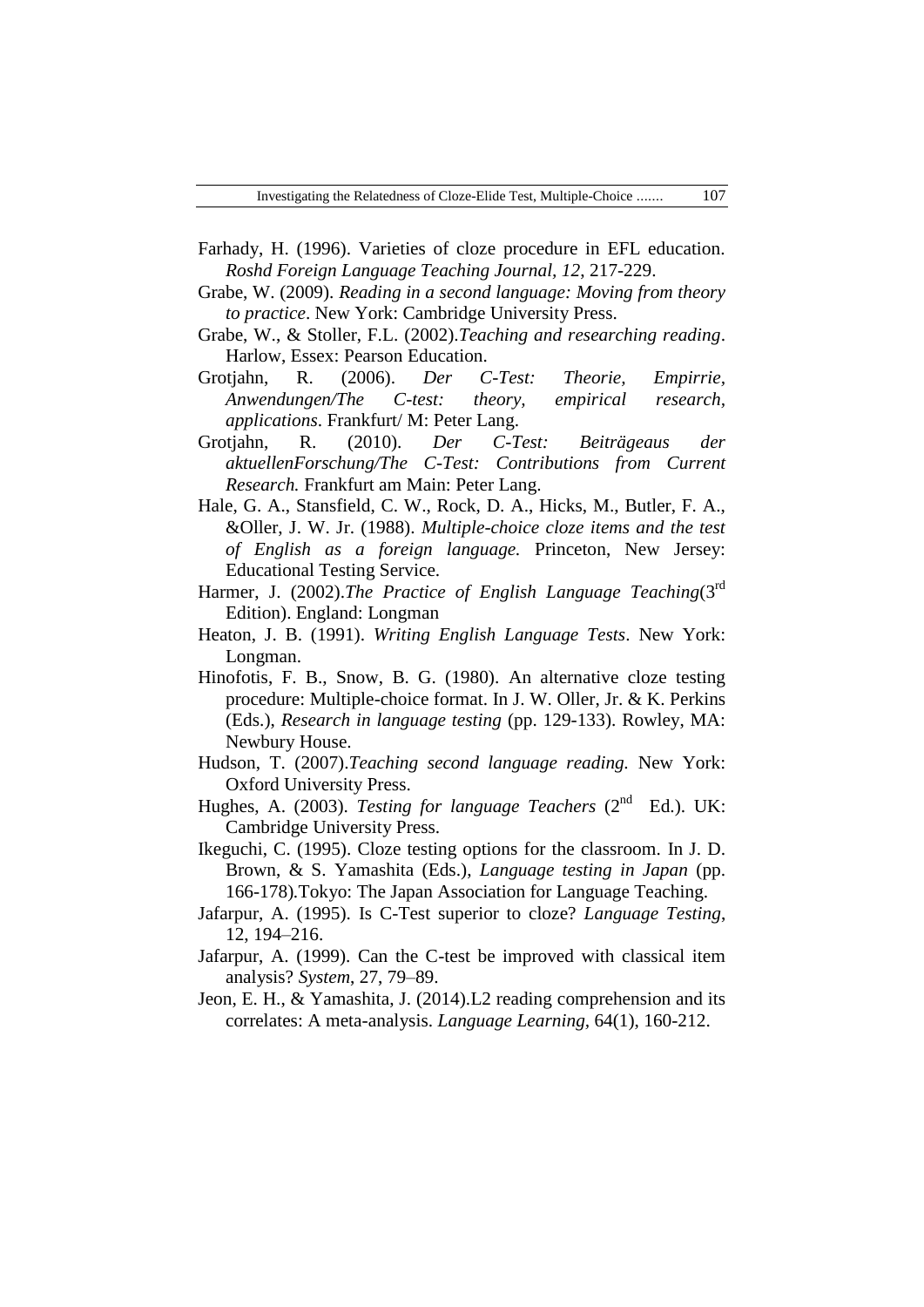Farhady, H. (1996). Varieties of cloze procedure in EFL education. *Roshd Foreign Language Teaching Journal*, *12*, 217-229.

Grabe, W. (2009). *Reading in a second language: Moving from theory to practice*. New York: Cambridge University Press.

Grabe, W., & Stoller, F.L. (2002).*Teaching and researching reading*. Harlow, Essex: Pearson Education.

Grotjahn, R. (2006). *Der C-Test: Theorie, Empirrie, Anwendungen/The C-test: theory, empirical research, applications*. Frankfurt/ M: Peter Lang.

Grotjahn, R. (2010). *Der C-Test: Beiträgeaus der aktuellenForschung/The C-Test: Contributions from Current Research.* Frankfurt am Main: Peter Lang.

Hale, G. A., Stansfield, C. W., Rock, D. A., Hicks, M., Butler, F. A., &Oller, J. W. Jr. (1988). *Multiple-choice cloze items and the test of English as a foreign language.* Princeton, New Jersey: Educational Testing Service.

Harmer, J. (2002).*The Practice of English Language Teaching*(3rd Edition). England: Longman

Heaton, J. B. (1991). *Writing English Language Tests*. New York: Longman.

Hinofotis, F. B., Snow, B. G. (1980). An alternative cloze testing procedure: Multiple-choice format. In J. W. Oller, Jr. & K. Perkins (Eds.), *Research in language testing* (pp. 129-133). Rowley, MA: Newbury House.

Hudson, T. (2007).*Teaching second language reading.* New York: Oxford University Press.

Hughes, A. (2003). *Testing for language Teachers* (2nd Ed.). UK: Cambridge University Press.

Ikeguchi, C. (1995). Cloze testing options for the classroom. In J. D. Brown, & S. Yamashita (Eds.), *Language testing in Japan* (pp. 166-178).Tokyo: The Japan Association for Language Teaching.

Jafarpur, A. (1995). Is C-Test superior to cloze? *Language Testing*, 12, 194–216.

Jafarpur, A. (1999). Can the C-test be improved with classical item analysis? *System*, 27, 79–89.

Jeon, E. H., & Yamashita, J. (2014).L2 reading comprehension and its correlates: A meta-analysis. *Language Learning*, 64(1), 160-212.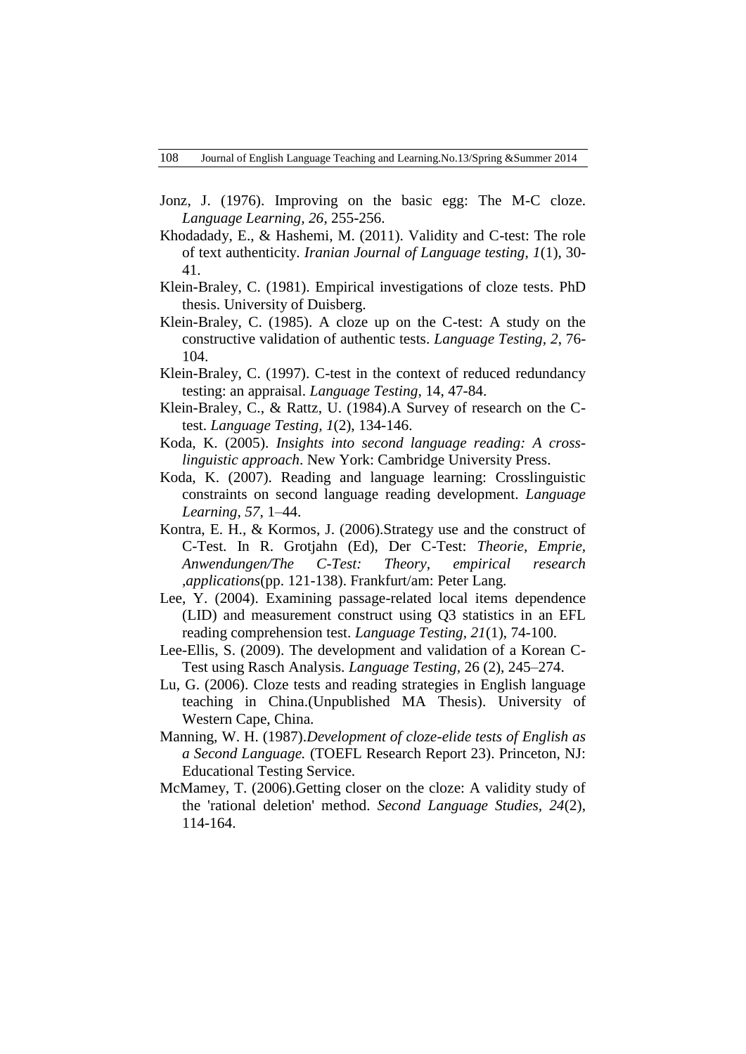Jonz, J. (1976). Improving on the basic egg: The M-C cloze. *Language Learning, 26*, 255-256.

Khodadady, E., & Hashemi, M. (2011). Validity and C-test: The role of text authenticity. *Iranian Journal of Language testing, 1*(1), 30-41.

Klein-Braley, C. (1981). Empirical investigations of cloze tests. PhD thesis. University of Duisberg.

Klein-Braley, C. (1985). A cloze up on the C-test: A study on the constructive validation of authentic tests. *Language Testing, 2*, 76-104.

Klein-Braley, C. (1997). C-test in the context of reduced redundancy testing: an appraisal. *Language Testing*, 14, 47-84.

Klein-Braley, C., & Rattz, U. (1984).A Survey of research on the C-test. *Language Testing, 1*(2), 134-146.

Koda, K. (2005). *Insights into second language reading: A cross-linguistic approach*. New York: Cambridge University Press.

Koda, K. (2007). Reading and language learning: Crosslinguistic constraints on second language reading development. *Language Learning, 57*, 1–44.

Kontra, E. H., & Kormos, J. (2006).Strategy use and the construct of C-Test. In R. Grotjahn (Ed), Der C-Test: *Theorie, Emprie, Anwendungen/The C-Test: Theory, empirical research ,applications*(pp. 121-138). Frankfurt/am: Peter Lang.

Lee, Y. (2004). Examining passage-related local items dependence (LID) and measurement construct using Q3 statistics in an EFL reading comprehension test. *Language Testing, 21*(1), 74-100.

Lee-Ellis, S. (2009). The development and validation of a Korean C-Test using Rasch Analysis. *Language Testing*, 26 (2), 245–274.

Lu, G. (2006). Cloze tests and reading strategies in English language teaching in China.(Unpublished MA Thesis). University of Western Cape, China.

Manning, W. H. (1987).*Development of cloze-elide tests of English as a Second Language.* (TOEFL Research Report 23). Princeton, NJ: Educational Testing Service.

McMamey, T. (2006).Getting closer on the cloze: A validity study of the 'rational deletion' method. *Second Language Studies, 24*(2), 114-164.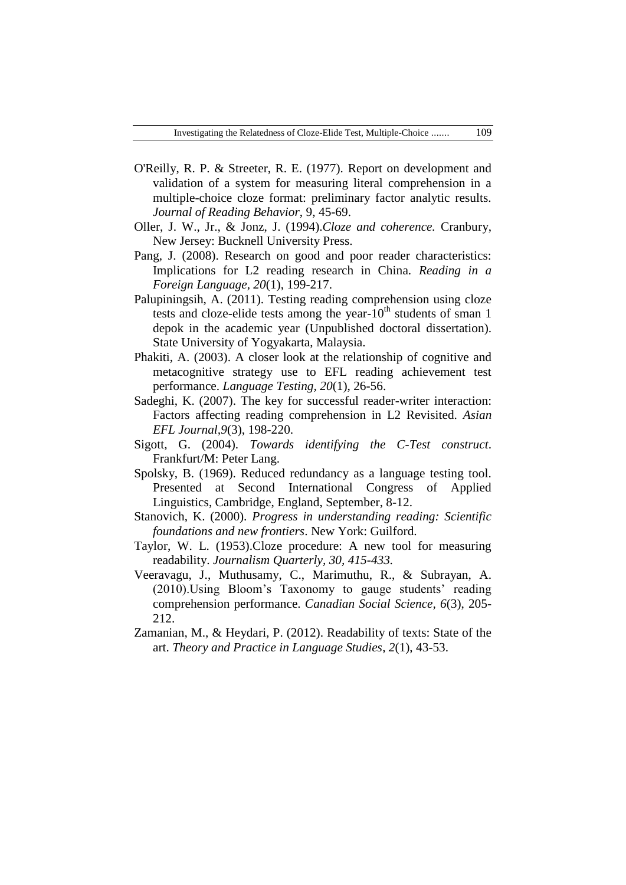O'Reilly, R. P. & Streeter, R. E. (1977). Report on development and validation of a system for measuring literal comprehension in a multiple-choice cloze format: preliminary factor analytic results. *Journal of Reading Behavior*, 9, 45-69.

Oller, J. W., Jr., & Jonz, J. (1994).*Cloze and coherence.* Cranbury, New Jersey: Bucknell University Press.

Pang, J. (2008). Research on good and poor reader characteristics: Implications for L2 reading research in China. *Reading in a Foreign Language, 20*(1), 199-217.

Palupiningsih, A. (2011). Testing reading comprehension using cloze tests and cloze-elide tests among the year-10th students of sman 1 depok in the academic year (Unpublished doctoral dissertation). State University of Yogyakarta, Malaysia.

Phakiti, A. (2003). A closer look at the relationship of cognitive and metacognitive strategy use to EFL reading achievement test performance. *Language Testing, 20*(1), 26-56.

Sadeghi, K. (2007). The key for successful reader-writer interaction: Factors affecting reading comprehension in L2 Revisited. *Asian EFL Journal,9*(3), 198-220.

Sigott, G. (2004). *Towards identifying the C-Test construct*. Frankfurt/M: Peter Lang.

Spolsky, B. (1969). Reduced redundancy as a language testing tool. Presented at Second International Congress of Applied Linguistics, Cambridge, England, September, 8-12.

Stanovich, K. (2000). *Progress in understanding reading: Scientific foundations and new frontiers*. New York: Guilford.

Taylor, W. L. (1953).Cloze procedure: A new tool for measuring readability. *Journalism Quarterly, 30, 415-433.*

Veeravagu, J., Muthusamy, C., Marimuthu, R., & Subrayan, A. (2010).Using Bloom's Taxonomy to gauge students' reading comprehension performance. *Canadian Social Science, 6*(3), 205-212.

Zamanian, M., & Heydari, P. (2012). Readability of texts: State of the art. *Theory and Practice in Language Studies*, *2*(1), 43-53.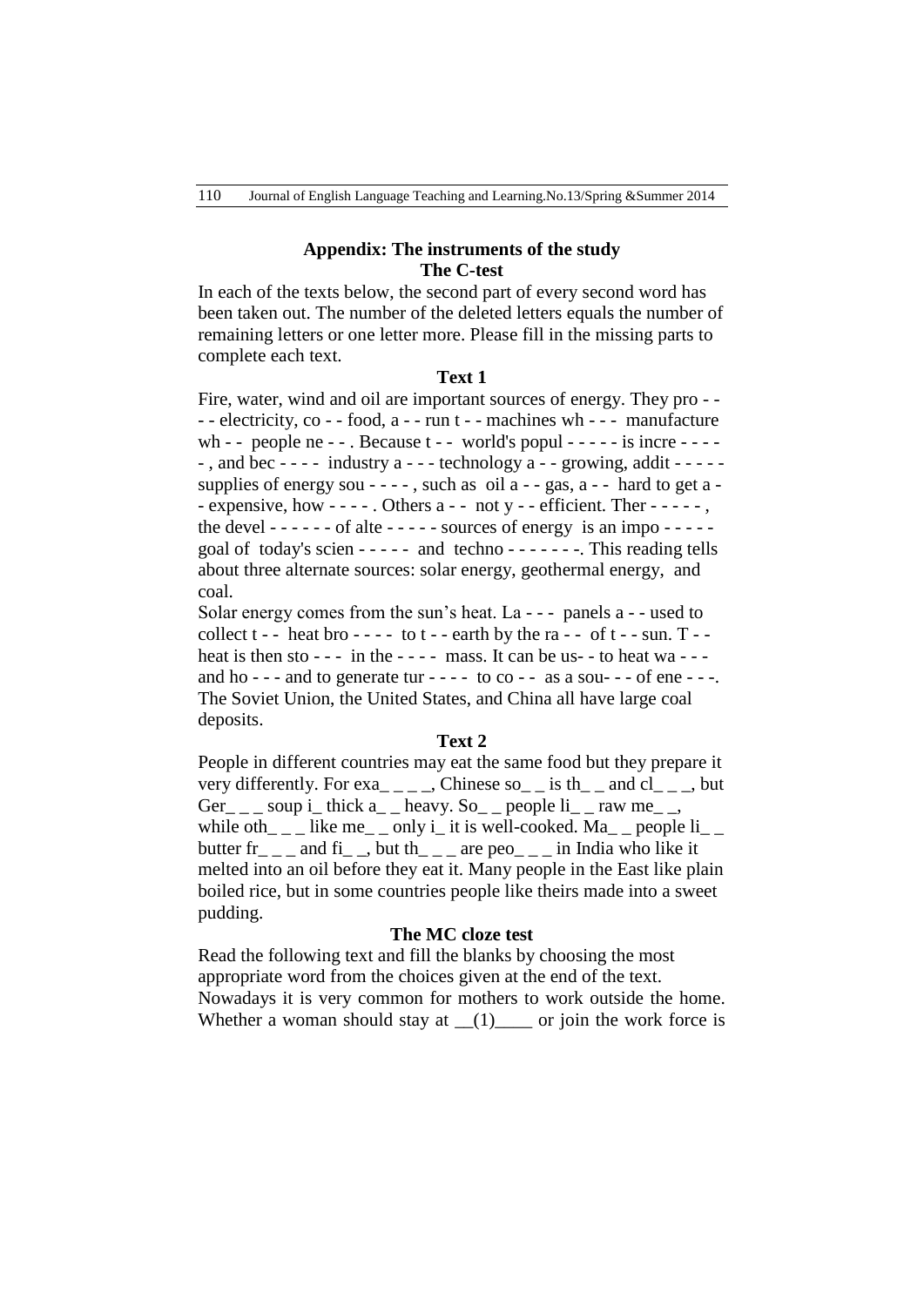## Appendix: The instruments of the study

### The C-test

In each of the texts below, the second part of every second word has been taken out. The number of the deleted letters equals the number of remaining letters or one letter more. Please fill in the missing parts to complete each text.

**Text 1**

Fire, water, wind and oil are important sources of energy. They pro - - - - electricity, co - - food, a - - run t - - machines wh - - - manufacture wh - - people ne - - . Because t - - world's popul - - - - - is incre - - - - - , and bec - - - - industry a - - - technology a - - growing, addit - - - - - supplies of energy sou - - - - , such as oil a - - gas, a - - hard to get a - - expensive, how - - - - . Others a - - not y - - efficient. Ther - - - - - , the devel - - - - - - of alte - - - - - sources of energy is an impo - - - - - goal of today's scien - - - - - and techno - - - - - - -. This reading tells about three alternate sources: solar energy, geothermal energy, and coal.

Solar energy comes from the sun's heat. La - - - panels a - - used to collect t - - heat bro - - - - to t - - earth by the ra - - of t - - sun. T - - heat is then sto - - - in the - - - - mass. It can be us- - to heat wa - - - and ho - - - and to generate tur - - - - to co - - as a sou- - - of ene - - -. The Soviet Union, the United States, and China all have large coal deposits.

**Text 2**

People in different countries may eat the same food but they prepare it very differently. For exa_ _ _ _, Chinese so_ _ is th_ _ and cl_ _ _, but Ger_ _ _ soup i_ thick a_ _ heavy. So_ _ people li_ _ raw me_ _, while oth_ _ _ like me_ _ only i_ it is well-cooked. Ma_ _ people li_ _ butter fr_ _ _ and fi_ _, but th_ _ _ are peo_ _ _ in India who like it melted into an oil before they eat it. Many people in the East like plain boiled rice, but in some countries people like theirs made into a sweet pudding.

### The MC cloze test

Read the following text and fill the blanks by choosing the most appropriate word from the choices given at the end of the text.

Nowadays it is very common for mothers to work outside the home. Whether a woman should stay at __(1)____ or join the work force is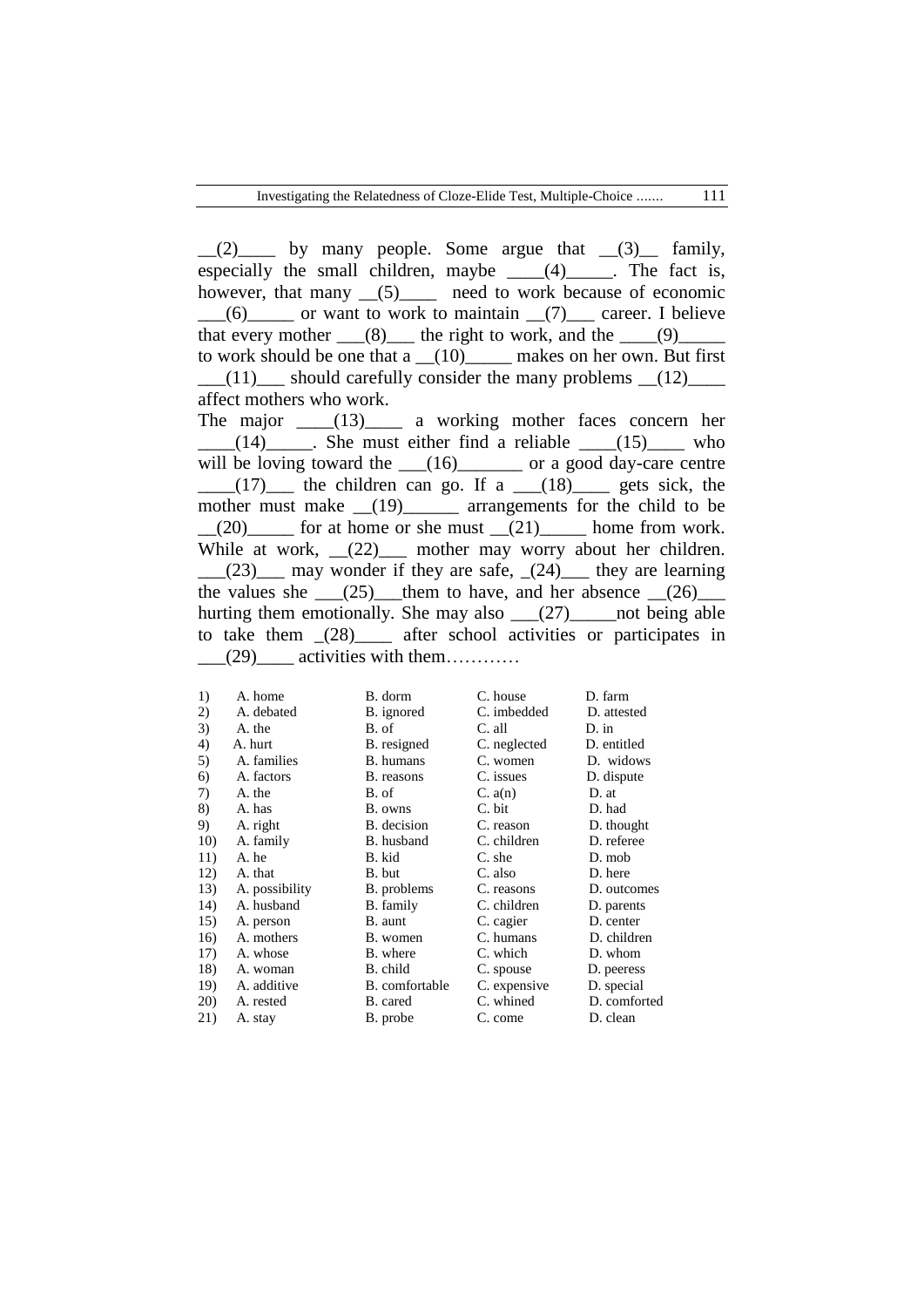__(2)____ by many people. Some argue that __(3)__ family, especially the small children, maybe ____(4)_____. The fact is, however, that many __(5)____ need to work because of economic ___(6)_____ or want to work to maintain __(7)___ career. I believe that every mother ___(8)___ the right to work, and the ____(9)_____ to work should be one that a __(10)_____ makes on her own. But first ___(11)___ should carefully consider the many problems __(12)____ affect mothers who work.

The major ____(13)____ a working mother faces concern her ____(14)_____. She must either find a reliable ____(15)____ who will be loving toward the ___(16)_______ or a good day-care centre ____(17)___ the children can go. If a ___(18)____ gets sick, the mother must make __(19)______ arrangements for the child to be __(20)_____ for at home or she must __(21)_____ home from work. While at work, __(22)___ mother may worry about her children. ___(23)___ may wonder if they are safe, _(24)___ they are learning the values she ___(25)___them to have, and her absence __(26)___ hurting them emotionally. She may also ___(27)_____not being able to take them _(28)____ after school activities or participates in ___(29)____ activities with them…………

| | | | | |
|---|---|---|---|---|
| 1) | A. home | B. dorm | C. house | D. farm |
| 2) | A. debated | B. ignored | C. imbedded | D. attested |
| 3) | A. the | B. of | C. all | D. in |
| 4) | A. hurt | B. resigned | C. neglected | D. entitled |
| 5) | A. families | B. humans | C. women | D. widows |
| 6) | A. factors | B. reasons | C. issues | D. dispute |
| 7) | A. the | B. of | C. a(n) | D. at |
| 8) | A. has | B. owns | C. bit | D. had |
| 9) | A. right | B. decision | C. reason | D. thought |
| 10) | A. family | B. husband | C. children | D. referee |
| 11) | A. he | B. kid | C. she | D. mob |
| 12) | A. that | B. but | C. also | D. here |
| 13) | A. possibility | B. problems | C. reasons | D. outcomes |
| 14) | A. husband | B. family | C. children | D. parents |
| 15) | A. person | B. aunt | C. cagier | D. center |
| 16) | A. mothers | B. women | C. humans | D. children |
| 17) | A. whose | B. where | C. which | D. whom |
| 18) | A. woman | B. child | C. spouse | D. peeress |
| 19) | A. additive | B. comfortable | C. expensive | D. special |
| 20) | A. rested | B. cared | C. whined | D. comforted |
| 21) | A. stay | B. probe | C. come | D. clean |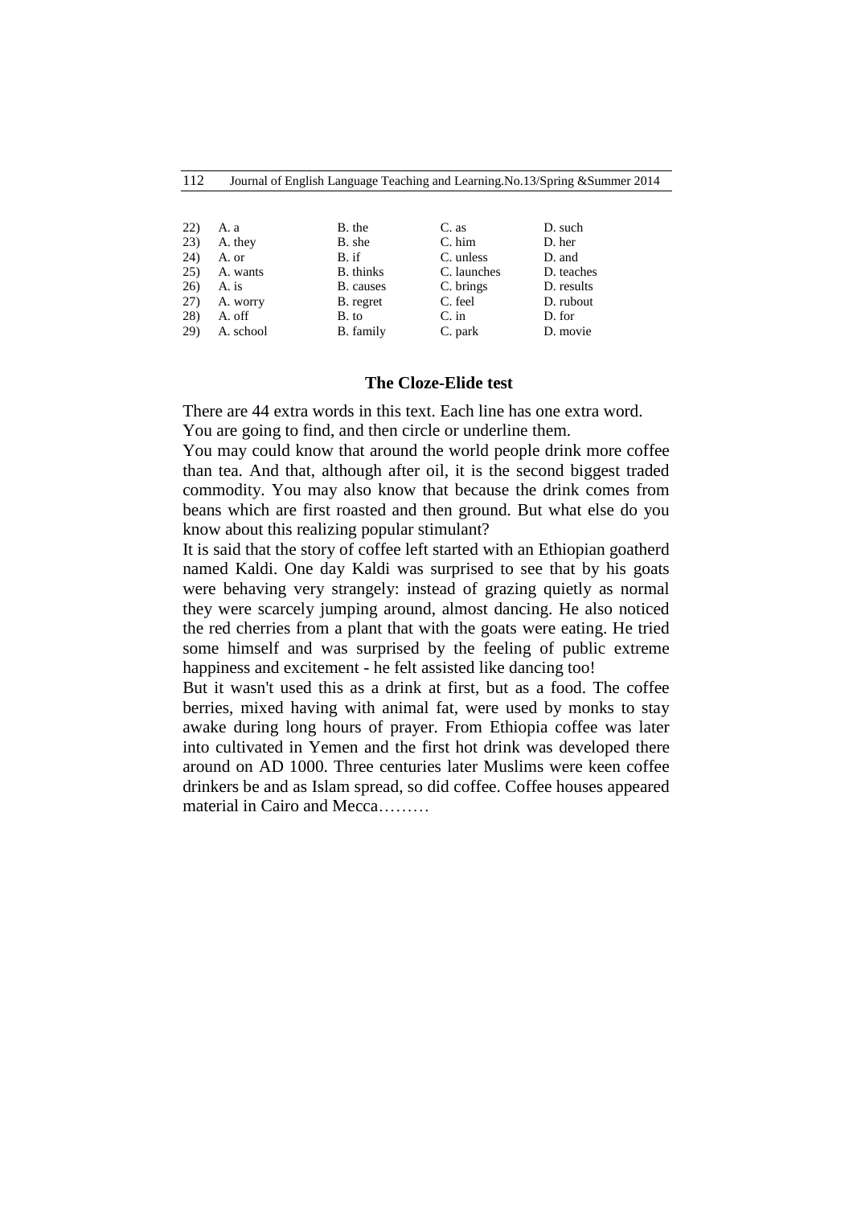| | | | | |
|---|---|---|---|---|
| 22) | A. a | B. the | C. as | D. such |
| 23) | A. they | B. she | C. him | D. her |
| 24) | A. or | B. if | C. unless | D. and |
| 25) | A. wants | B. thinks | C. launches | D. teaches |
| 26) | A. is | B. causes | C. brings | D. results |
| 27) | A. worry | B. regret | C. feel | D. rubout |
| 28) | A. off | B. to | C. in | D. for |
| 29) | A. school | B. family | C. park | D. movie |

### The Cloze-Elide test

There are 44 extra words in this text. Each line has one extra word. You are going to find, and then circle or underline them.

You may could know that around the world people drink more coffee than tea. And that, although after oil, it is the second biggest traded commodity. You may also know that because the drink comes from beans which are first roasted and then ground. But what else do you know about this realizing popular stimulant?

It is said that the story of coffee left started with an Ethiopian goatherd named Kaldi. One day Kaldi was surprised to see that by his goats were behaving very strangely: instead of grazing quietly as normal they were scarcely jumping around, almost dancing. He also noticed the red cherries from a plant that with the goats were eating. He tried some himself and was surprised by the feeling of public extreme happiness and excitement - he felt assisted like dancing too!

But it wasn't used this as a drink at first, but as a food. The coffee berries, mixed having with animal fat, were used by monks to stay awake during long hours of prayer. From Ethiopia coffee was later into cultivated in Yemen and the first hot drink was developed there around on AD 1000. Three centuries later Muslims were keen coffee drinkers be and as Islam spread, so did coffee. Coffee houses appeared material in Cairo and Mecca………